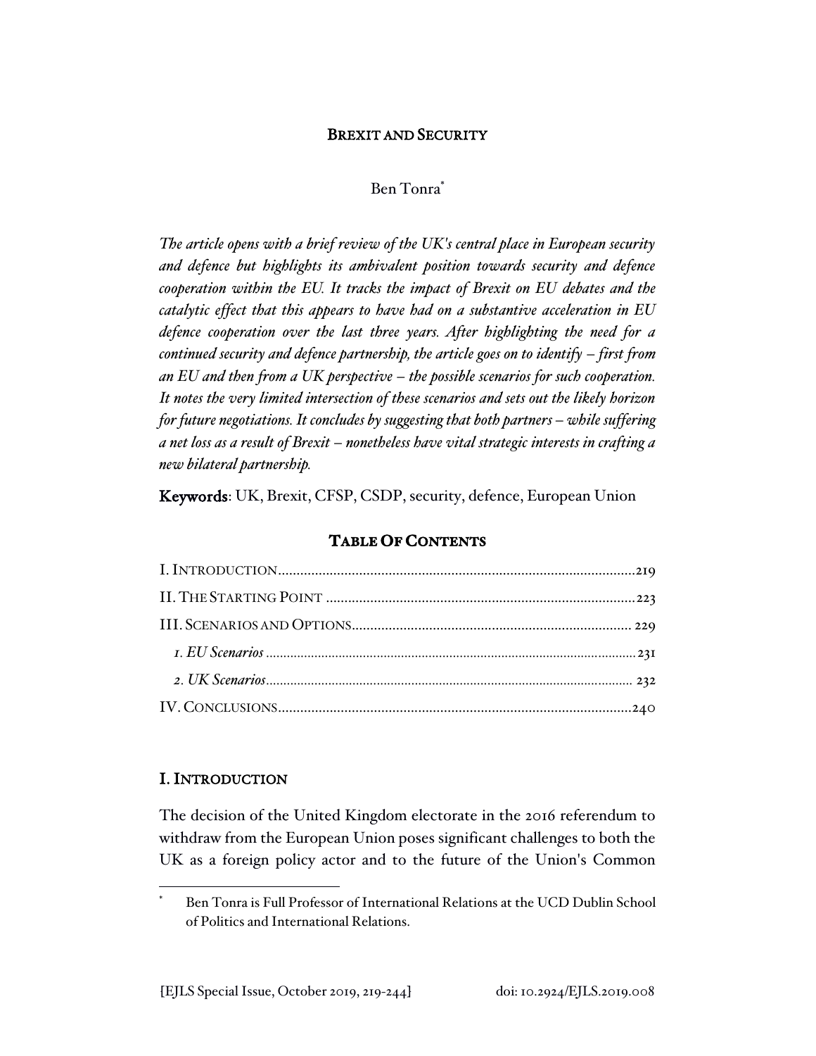# BREXIT AND SECURITY

Ben Tonra[*]

*The article opens with a brief review of the UK's central place in European security and defence but highlights its ambivalent position towards security and defence cooperation within the EU. It tracks the impact of Brexit on EU debates and the catalytic effect that this appears to have had on a substantive acceleration in EU defence cooperation over the last three years. After highlighting the need for a continued security and defence partnership, the article goes on to identify – first from an EU and then from a UK perspective – the possible scenarios for such cooperation. It notes the very limited intersection of these scenarios and sets out the likely horizon for future negotiations. It concludes by suggesting that both partners – while suffering a net loss as a result of Brexit – nonetheless have vital strategic interests in crafting a new bilateral partnership.*

**Keywords**: UK, Brexit, CFSP, CSDP, security, defence, European Union

## TABLE OF CONTENTS

I. INTRODUCTION ........................................................ 219

II. THE STARTING POINT ................................................ 223

III. SCENARIOS AND OPTIONS ............................................ 229

*1. EU Scenarios* ........................................................ 231

*2. UK Scenarios* ........................................................ 232

IV. CONCLUSIONS ........................................................ 240

## I. INTRODUCTION

The decision of the United Kingdom electorate in the 2016 referendum to withdraw from the European Union poses significant challenges to both the UK as a foreign policy actor and to the future of the Union's Common

[*] Ben Tonra is Full Professor of International Relations at the UCD Dublin School of Politics and International Relations.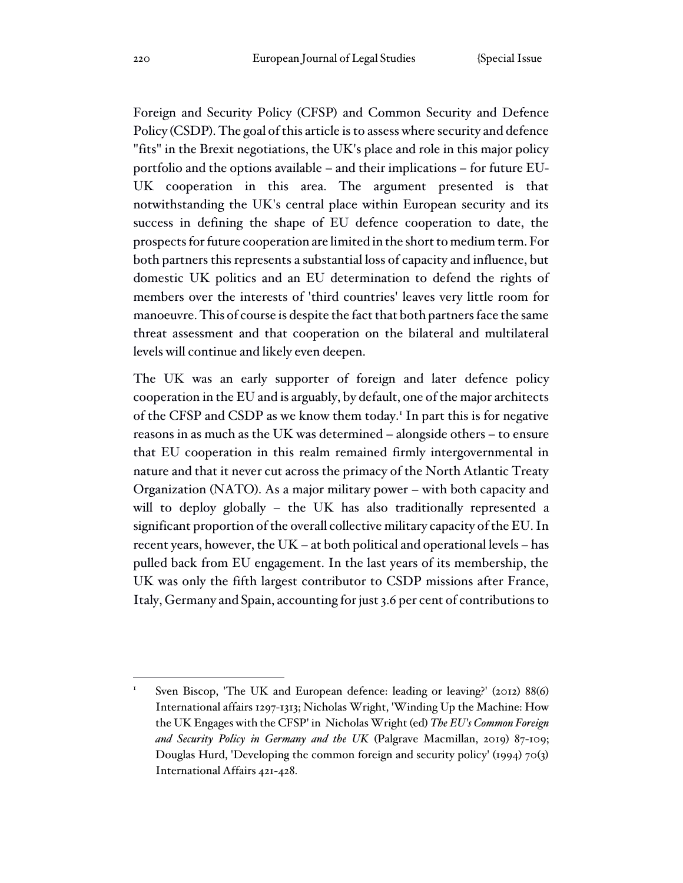Foreign and Security Policy (CFSP) and Common Security and Defence Policy (CSDP). The goal of this article is to assess where security and defence "fits" in the Brexit negotiations, the UK's place and role in this major policy portfolio and the options available – and their implications – for future EU-UK cooperation in this area. The argument presented is that notwithstanding the UK's central place within European security and its success in defining the shape of EU defence cooperation to date, the prospects for future cooperation are limited in the short to medium term. For both partners this represents a substantial loss of capacity and influence, but domestic UK politics and an EU determination to defend the rights of members over the interests of 'third countries' leaves very little room for manoeuvre. This of course is despite the fact that both partners face the same threat assessment and that cooperation on the bilateral and multilateral levels will continue and likely even deepen.

The UK was an early supporter of foreign and later defence policy cooperation in the EU and is arguably, by default, one of the major architects of the CFSP and CSDP as we know them today.[1] In part this is for negative reasons in as much as the UK was determined – alongside others – to ensure that EU cooperation in this realm remained firmly intergovernmental in nature and that it never cut across the primacy of the North Atlantic Treaty Organization (NATO). As a major military power – with both capacity and will to deploy globally – the UK has also traditionally represented a significant proportion of the overall collective military capacity of the EU. In recent years, however, the UK – at both political and operational levels – has pulled back from EU engagement. In the last years of its membership, the UK was only the fifth largest contributor to CSDP missions after France, Italy, Germany and Spain, accounting for just 3.6 per cent of contributions to

---

[1] Sven Biscop, 'The UK and European defence: leading or leaving?' (2012) 88(6) International affairs 1297-1313; Nicholas Wright, 'Winding Up the Machine: How the UK Engages with the CFSP' in Nicholas Wright (ed) *The EU's Common Foreign and Security Policy in Germany and the UK* (Palgrave Macmillan, 2019) 87-109; Douglas Hurd, 'Developing the common foreign and security policy' (1994) 70(3) International Affairs 421-428.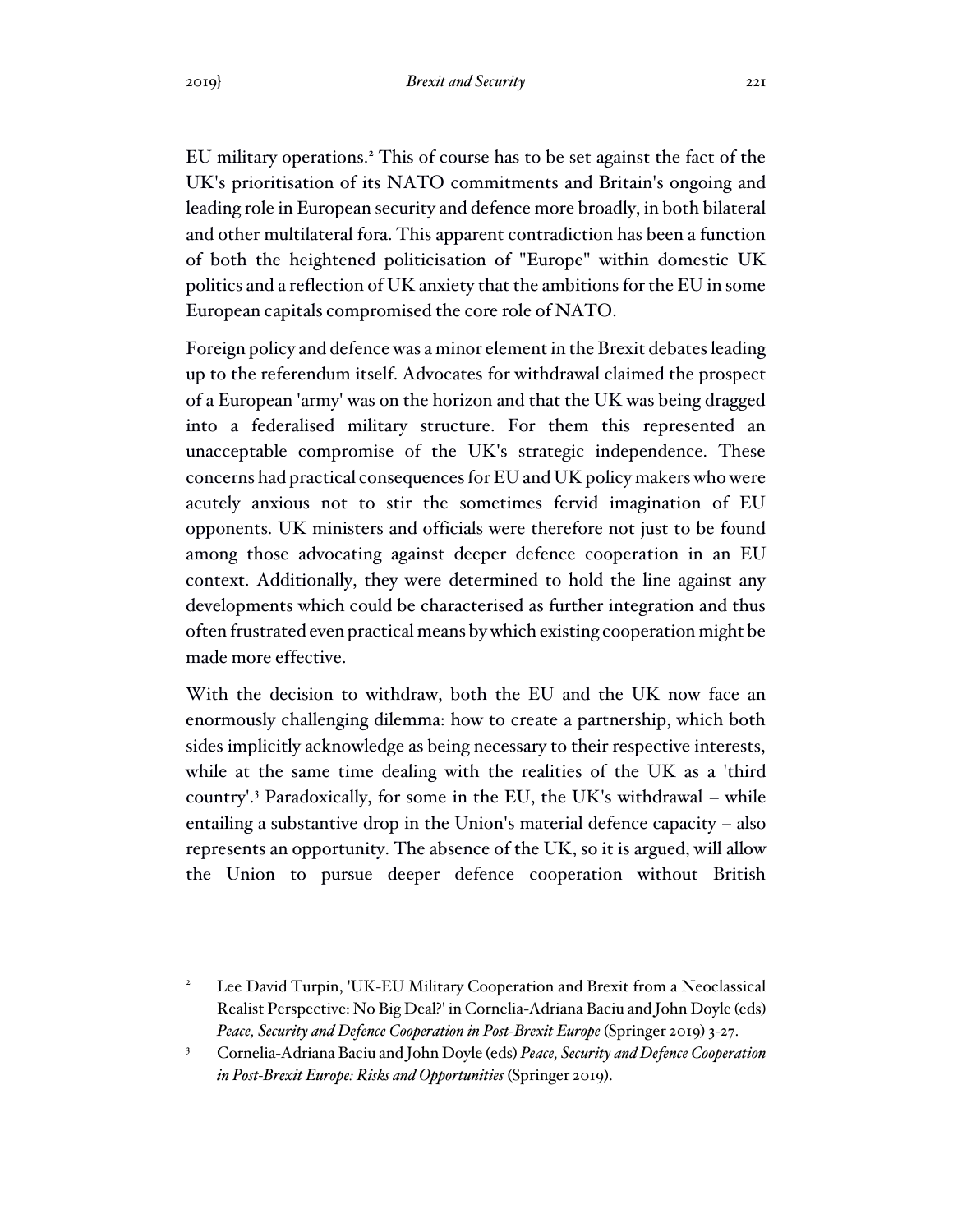EU military operations.[2] This of course has to be set against the fact of the UK's prioritisation of its NATO commitments and Britain's ongoing and leading role in European security and defence more broadly, in both bilateral and other multilateral fora. This apparent contradiction has been a function of both the heightened politicisation of "Europe" within domestic UK politics and a reflection of UK anxiety that the ambitions for the EU in some European capitals compromised the core role of NATO.

Foreign policy and defence was a minor element in the Brexit debates leading up to the referendum itself. Advocates for withdrawal claimed the prospect of a European 'army' was on the horizon and that the UK was being dragged into a federalised military structure. For them this represented an unacceptable compromise of the UK's strategic independence. These concerns had practical consequences for EU and UK policy makers who were acutely anxious not to stir the sometimes fervid imagination of EU opponents. UK ministers and officials were therefore not just to be found among those advocating against deeper defence cooperation in an EU context. Additionally, they were determined to hold the line against any developments which could be characterised as further integration and thus often frustrated even practical means by which existing cooperation might be made more effective.

With the decision to withdraw, both the EU and the UK now face an enormously challenging dilemma: how to create a partnership, which both sides implicitly acknowledge as being necessary to their respective interests, while at the same time dealing with the realities of the UK as a 'third country'.[3] Paradoxically, for some in the EU, the UK's withdrawal – while entailing a substantive drop in the Union's material defence capacity – also represents an opportunity. The absence of the UK, so it is argued, will allow the Union to pursue deeper defence cooperation without British

---

[2] Lee David Turpin, 'UK-EU Military Cooperation and Brexit from a Neoclassical Realist Perspective: No Big Deal?' in Cornelia-Adriana Baciu and John Doyle (eds) *Peace, Security and Defence Cooperation in Post-Brexit Europe* (Springer 2019) 3-27.

[3] Cornelia-Adriana Baciu and John Doyle (eds) *Peace, Security and Defence Cooperation in Post-Brexit Europe: Risks and Opportunities* (Springer 2019).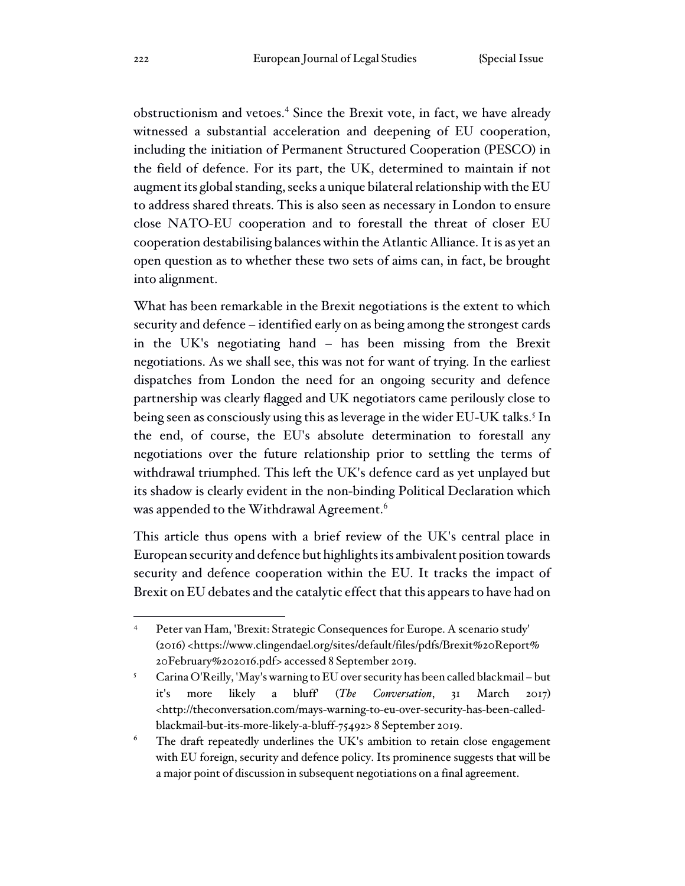obstructionism and vetoes.[4] Since the Brexit vote, in fact, we have already witnessed a substantial acceleration and deepening of EU cooperation, including the initiation of Permanent Structured Cooperation (PESCO) in the field of defence. For its part, the UK, determined to maintain if not augment its global standing, seeks a unique bilateral relationship with the EU to address shared threats. This is also seen as necessary in London to ensure close NATO-EU cooperation and to forestall the threat of closer EU cooperation destabilising balances within the Atlantic Alliance. It is as yet an open question as to whether these two sets of aims can, in fact, be brought into alignment.

What has been remarkable in the Brexit negotiations is the extent to which security and defence – identified early on as being among the strongest cards in the UK's negotiating hand – has been missing from the Brexit negotiations. As we shall see, this was not for want of trying. In the earliest dispatches from London the need for an ongoing security and defence partnership was clearly flagged and UK negotiators came perilously close to being seen as consciously using this as leverage in the wider EU-UK talks.[5] In the end, of course, the EU's absolute determination to forestall any negotiations over the future relationship prior to settling the terms of withdrawal triumphed. This left the UK's defence card as yet unplayed but its shadow is clearly evident in the non-binding Political Declaration which was appended to the Withdrawal Agreement.[6]

This article thus opens with a brief review of the UK's central place in European security and defence but highlights its ambivalent position towards security and defence cooperation within the EU. It tracks the impact of Brexit on EU debates and the catalytic effect that this appears to have had on

---

[4] Peter van Ham, 'Brexit: Strategic Consequences for Europe. A scenario study' (2016) <https://www.clingendael.org/sites/default/files/pdfs/Brexit%20Report%20February%202016.pdf> accessed 8 September 2019.

[5] Carina O'Reilly, 'May's warning to EU over security has been called blackmail – but it's more likely a bluff' (*The Conversation*, 31 March 2017) <http://theconversation.com/mays-warning-to-eu-over-security-has-been-called-blackmail-but-its-more-likely-a-bluff-75492> 8 September 2019.

[6] The draft repeatedly underlines the UK's ambition to retain close engagement with EU foreign, security and defence policy. Its prominence suggests that will be a major point of discussion in subsequent negotiations on a final agreement.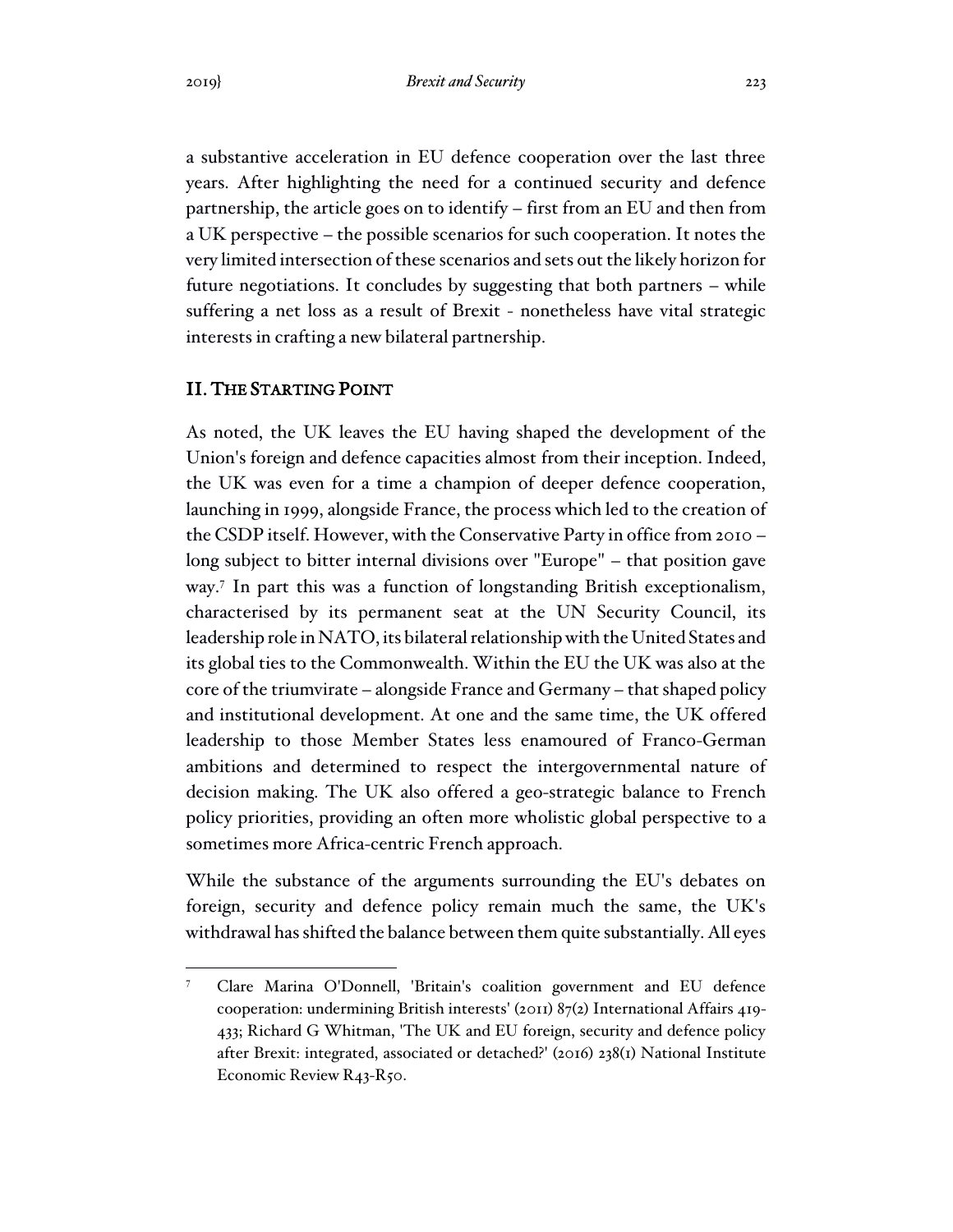a substantive acceleration in EU defence cooperation over the last three years. After highlighting the need for a continued security and defence partnership, the article goes on to identify – first from an EU and then from a UK perspective – the possible scenarios for such cooperation. It notes the very limited intersection of these scenarios and sets out the likely horizon for future negotiations. It concludes by suggesting that both partners – while suffering a net loss as a result of Brexit - nonetheless have vital strategic interests in crafting a new bilateral partnership.

## II. The Starting Point

As noted, the UK leaves the EU having shaped the development of the Union's foreign and defence capacities almost from their inception. Indeed, the UK was even for a time a champion of deeper defence cooperation, launching in 1999, alongside France, the process which led to the creation of the CSDP itself. However, with the Conservative Party in office from 2010 – long subject to bitter internal divisions over "Europe" – that position gave way.[7] In part this was a function of longstanding British exceptionalism, characterised by its permanent seat at the UN Security Council, its leadership role in NATO, its bilateral relationship with the United States and its global ties to the Commonwealth. Within the EU the UK was also at the core of the triumvirate – alongside France and Germany – that shaped policy and institutional development. At one and the same time, the UK offered leadership to those Member States less enamoured of Franco-German ambitions and determined to respect the intergovernmental nature of decision making. The UK also offered a geo-strategic balance to French policy priorities, providing an often more wholistic global perspective to a sometimes more Africa-centric French approach.

While the substance of the arguments surrounding the EU's debates on foreign, security and defence policy remain much the same, the UK's withdrawal has shifted the balance between them quite substantially. All eyes

[7] Clare Marina O'Donnell, 'Britain's coalition government and EU defence cooperation: undermining British interests' (2011) 87(2) International Affairs 419-433; Richard G Whitman, 'The UK and EU foreign, security and defence policy after Brexit: integrated, associated or detached?' (2016) 238(1) National Institute Economic Review R43-R50.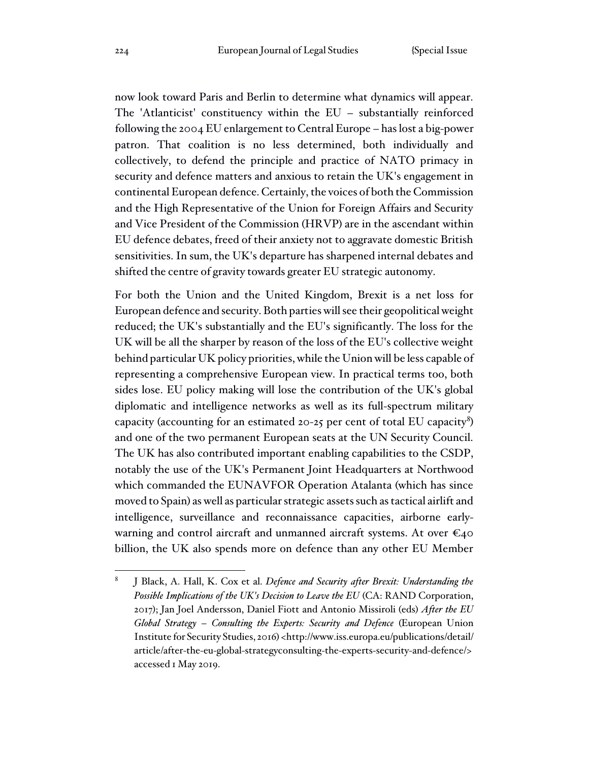now look toward Paris and Berlin to determine what dynamics will appear. The 'Atlanticist' constituency within the EU – substantially reinforced following the 2004 EU enlargement to Central Europe – has lost a big-power patron. That coalition is no less determined, both individually and collectively, to defend the principle and practice of NATO primacy in security and defence matters and anxious to retain the UK's engagement in continental European defence. Certainly, the voices of both the Commission and the High Representative of the Union for Foreign Affairs and Security and Vice President of the Commission (HRVP) are in the ascendant within EU defence debates, freed of their anxiety not to aggravate domestic British sensitivities. In sum, the UK's departure has sharpened internal debates and shifted the centre of gravity towards greater EU strategic autonomy.

For both the Union and the United Kingdom, Brexit is a net loss for European defence and security. Both parties will see their geopolitical weight reduced; the UK's substantially and the EU's significantly. The loss for the UK will be all the sharper by reason of the loss of the EU's collective weight behind particular UK policy priorities, while the Union will be less capable of representing a comprehensive European view. In practical terms too, both sides lose. EU policy making will lose the contribution of the UK's global diplomatic and intelligence networks as well as its full-spectrum military capacity (accounting for an estimated 20-25 per cent of total EU capacity[8]) and one of the two permanent European seats at the UN Security Council. The UK has also contributed important enabling capabilities to the CSDP, notably the use of the UK's Permanent Joint Headquarters at Northwood which commanded the EUNAVFOR Operation Atalanta (which has since moved to Spain) as well as particular strategic assets such as tactical airlift and intelligence, surveillance and reconnaissance capacities, airborne early-warning and control aircraft and unmanned aircraft systems. At over €40 billion, the UK also spends more on defence than any other EU Member

---

[8] J Black, A. Hall, K. Cox et al. *Defence and Security after Brexit: Understanding the Possible Implications of the UK's Decision to Leave the EU* (CA: RAND Corporation, 2017); Jan Joel Andersson, Daniel Fiott and Antonio Missiroli (eds) *After the EU Global Strategy – Consulting the Experts: Security and Defence* (European Union Institute for Security Studies, 2016) <http://www.iss.europa.eu/publications/detail/article/after-the-eu-global-strategyconsulting-the-experts-security-and-defence/> accessed 1 May 2019.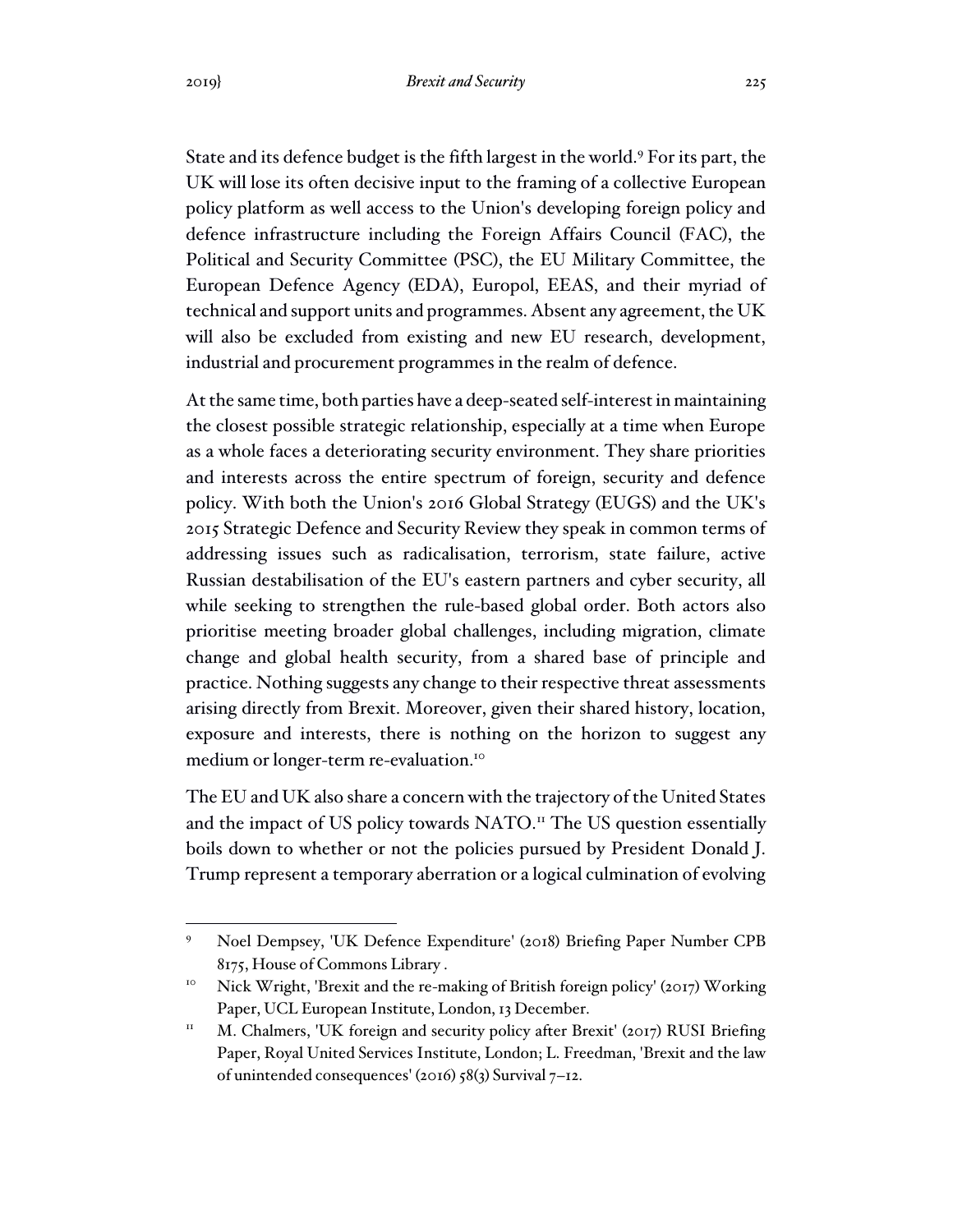State and its defence budget is the fifth largest in the world.[9] For its part, the UK will lose its often decisive input to the framing of a collective European policy platform as well access to the Union's developing foreign policy and defence infrastructure including the Foreign Affairs Council (FAC), the Political and Security Committee (PSC), the EU Military Committee, the European Defence Agency (EDA), Europol, EEAS, and their myriad of technical and support units and programmes. Absent any agreement, the UK will also be excluded from existing and new EU research, development, industrial and procurement programmes in the realm of defence.

At the same time, both parties have a deep-seated self-interest in maintaining the closest possible strategic relationship, especially at a time when Europe as a whole faces a deteriorating security environment. They share priorities and interests across the entire spectrum of foreign, security and defence policy. With both the Union's 2016 Global Strategy (EUGS) and the UK's 2015 Strategic Defence and Security Review they speak in common terms of addressing issues such as radicalisation, terrorism, state failure, active Russian destabilisation of the EU's eastern partners and cyber security, all while seeking to strengthen the rule-based global order. Both actors also prioritise meeting broader global challenges, including migration, climate change and global health security, from a shared base of principle and practice. Nothing suggests any change to their respective threat assessments arising directly from Brexit. Moreover, given their shared history, location, exposure and interests, there is nothing on the horizon to suggest any medium or longer-term re-evaluation.[10]

The EU and UK also share a concern with the trajectory of the United States and the impact of US policy towards NATO.[11] The US question essentially boils down to whether or not the policies pursued by President Donald J. Trump represent a temporary aberration or a logical culmination of evolving

---

[9] Noel Dempsey, 'UK Defence Expenditure' (2018) Briefing Paper Number CPB 8175, House of Commons Library .

[10] Nick Wright, 'Brexit and the re-making of British foreign policy' (2017) Working Paper, UCL European Institute, London, 13 December.

[11] M. Chalmers, 'UK foreign and security policy after Brexit' (2017) RUSI Briefing Paper, Royal United Services Institute, London; L. Freedman, 'Brexit and the law of unintended consequences' (2016) 58(3) Survival 7–12.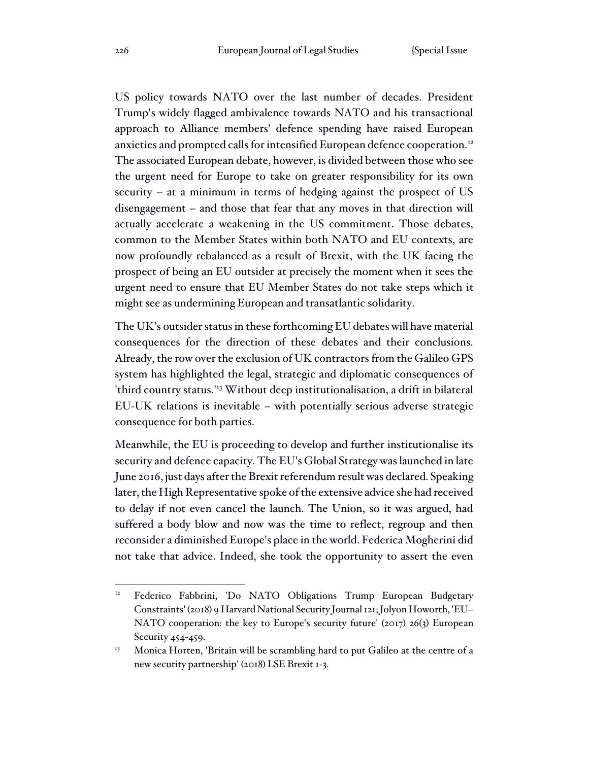US policy towards NATO over the last number of decades. President Trump's widely flagged ambivalence towards NATO and his transactional approach to Alliance members' defence spending have raised European anxieties and prompted calls for intensified European defence cooperation.[12] The associated European debate, however, is divided between those who see the urgent need for Europe to take on greater responsibility for its own security – at a minimum in terms of hedging against the prospect of US disengagement – and those that fear that any moves in that direction will actually accelerate a weakening in the US commitment. Those debates, common to the Member States within both NATO and EU contexts, are now profoundly rebalanced as a result of Brexit, with the UK facing the prospect of being an EU outsider at precisely the moment when it sees the urgent need to ensure that EU Member States do not take steps which it might see as undermining European and transatlantic solidarity.

The UK's outsider status in these forthcoming EU debates will have material consequences for the direction of these debates and their conclusions. Already, the row over the exclusion of UK contractors from the Galileo GPS system has highlighted the legal, strategic and diplomatic consequences of 'third country status.'[13] Without deep institutionalisation, a drift in bilateral EU-UK relations is inevitable – with potentially serious adverse strategic consequence for both parties.

Meanwhile, the EU is proceeding to develop and further institutionalise its security and defence capacity. The EU's Global Strategy was launched in late June 2016, just days after the Brexit referendum result was declared. Speaking later, the High Representative spoke of the extensive advice she had received to delay if not even cancel the launch. The Union, so it was argued, had suffered a body blow and now was the time to reflect, regroup and then reconsider a diminished Europe's place in the world. Federica Mogherini did not take that advice. Indeed, she took the opportunity to assert the even

---

[12] Federico Fabbrini, 'Do NATO Obligations Trump European Budgetary Constraints' (2018) 9 Harvard National Security Journal 121; Jolyon Howorth, 'EU–NATO cooperation: the key to Europe's security future' (2017) 26(3) European Security 454-459.

[13] Monica Horten, 'Britain will be scrambling hard to put Galileo at the centre of a new security partnership' (2018) LSE Brexit 1-3.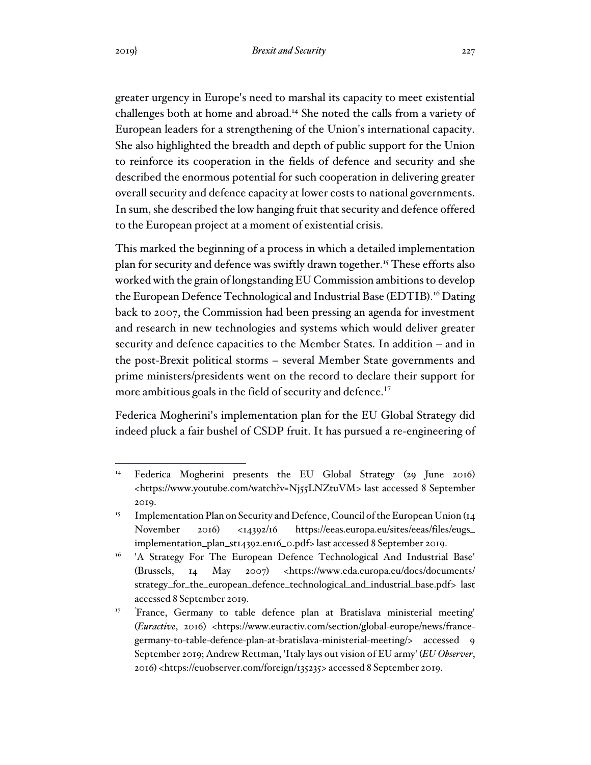greater urgency in Europe's need to marshal its capacity to meet existential challenges both at home and abroad.[14] She noted the calls from a variety of European leaders for a strengthening of the Union's international capacity. She also highlighted the breadth and depth of public support for the Union to reinforce its cooperation in the fields of defence and security and she described the enormous potential for such cooperation in delivering greater overall security and defence capacity at lower costs to national governments. In sum, she described the low hanging fruit that security and defence offered to the European project at a moment of existential crisis.

This marked the beginning of a process in which a detailed implementation plan for security and defence was swiftly drawn together.[15] These efforts also worked with the grain of longstanding EU Commission ambitions to develop the European Defence Technological and Industrial Base (EDTIB).[16] Dating back to 2007, the Commission had been pressing an agenda for investment and research in new technologies and systems which would deliver greater security and defence capacities to the Member States. In addition – and in the post-Brexit political storms – several Member State governments and prime ministers/presidents went on the record to declare their support for more ambitious goals in the field of security and defence.[17]

Federica Mogherini's implementation plan for the EU Global Strategy did indeed pluck a fair bushel of CSDP fruit. It has pursued a re-engineering of

---

[14] Federica Mogherini presents the EU Global Strategy (29 June 2016) <https://www.youtube.com/watch?v=Nj55LNZtuVM> last accessed 8 September 2019.

[15] Implementation Plan on Security and Defence, Council of the European Union (14 November 2016) <14392/16 https://eeas.europa.eu/sites/eeas/files/eugs_implementation_plan_st14392.en16_0.pdf> last accessed 8 September 2019.

[16] 'A Strategy For The European Defence Technological And Industrial Base' (Brussels, 14 May 2007) <https://www.eda.europa.eu/docs/documents/strategy_for_the_european_defence_technological_and_industrial_base.pdf> last accessed 8 September 2019.

[17] 'France, Germany to table defence plan at Bratislava ministerial meeting' (*Euractive*, 2016) <https://www.euractiv.com/section/global-europe/news/france-germany-to-table-defence-plan-at-bratislava-ministerial-meeting/> accessed 9 September 2019; Andrew Rettman, 'Italy lays out vision of EU army' (*EU Observer*, 2016) <https://euobserver.com/foreign/135235> accessed 8 September 2019.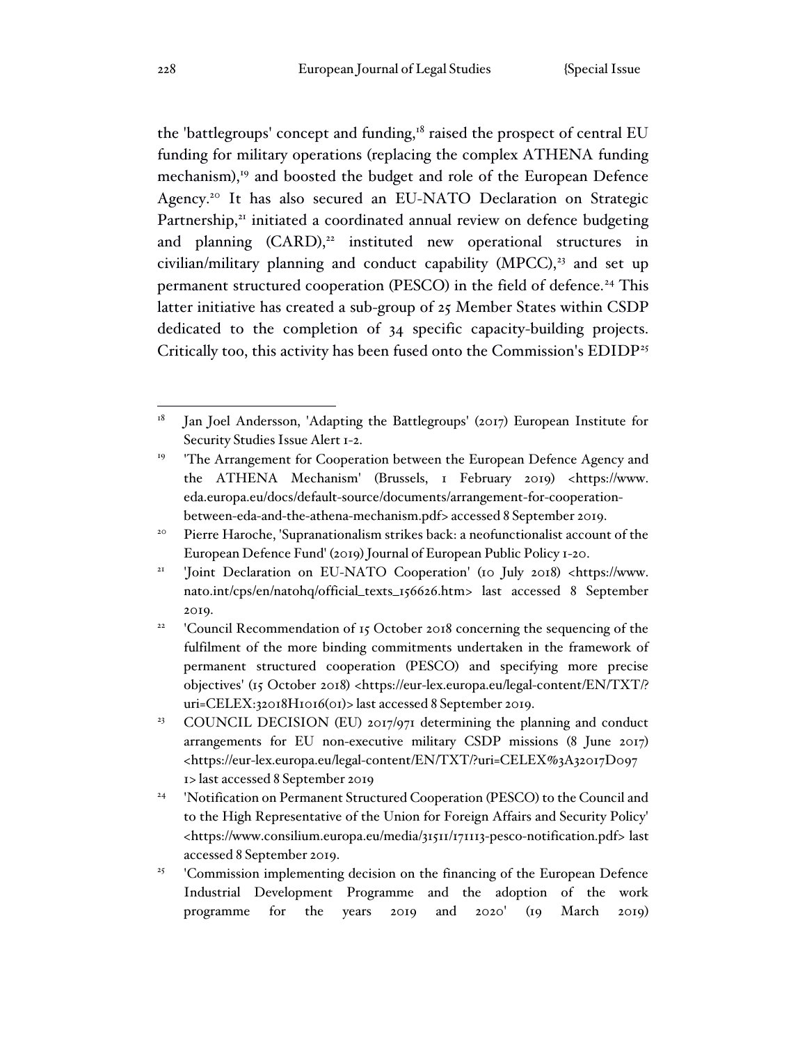the 'battlegroups' concept and funding,[18] raised the prospect of central EU funding for military operations (replacing the complex ATHENA funding mechanism),[19] and boosted the budget and role of the European Defence Agency.[20] It has also secured an EU-NATO Declaration on Strategic Partnership,[21] initiated a coordinated annual review on defence budgeting and planning (CARD),[22] instituted new operational structures in civilian/military planning and conduct capability (MPCC),[23] and set up permanent structured cooperation (PESCO) in the field of defence.[24] This latter initiative has created a sub-group of 25 Member States within CSDP dedicated to the completion of 34 specific capacity-building projects. Critically too, this activity has been fused onto the Commission's EDIDP[25]

---

[18] Jan Joel Andersson, 'Adapting the Battlegroups' (2017) European Institute for Security Studies Issue Alert 1-2.

[19] 'The Arrangement for Cooperation between the European Defence Agency and the ATHENA Mechanism' (Brussels, 1 February 2019) <https://www.eda.europa.eu/docs/default-source/documents/arrangement-for-cooperation-between-eda-and-the-athena-mechanism.pdf> accessed 8 September 2019.

[20] Pierre Haroche, 'Supranationalism strikes back: a neofunctionalist account of the European Defence Fund' (2019) Journal of European Public Policy 1-20.

[21] 'Joint Declaration on EU-NATO Cooperation' (10 July 2018) <https://www.nato.int/cps/en/natohq/official_texts_156626.htm> last accessed 8 September 2019.

[22] 'Council Recommendation of 15 October 2018 concerning the sequencing of the fulfilment of the more binding commitments undertaken in the framework of permanent structured cooperation (PESCO) and specifying more precise objectives' (15 October 2018) <https://eur-lex.europa.eu/legal-content/EN/TXT/?uri=CELEX:32018H1016(01)> last accessed 8 September 2019.

[23] COUNCIL DECISION (EU) 2017/971 determining the planning and conduct arrangements for EU non-executive military CSDP missions (8 June 2017) <https://eur-lex.europa.eu/legal-content/EN/TXT/?uri=CELEX%3A32017D0971> last accessed 8 September 2019

[24] 'Notification on Permanent Structured Cooperation (PESCO) to the Council and to the High Representative of the Union for Foreign Affairs and Security Policy' <https://www.consilium.europa.eu/media/31511/171113-pesco-notification.pdf> last accessed 8 September 2019.

[25] 'Commission implementing decision on the financing of the European Defence Industrial Development Programme and the adoption of the work programme for the years 2019 and 2020' (19 March 2019)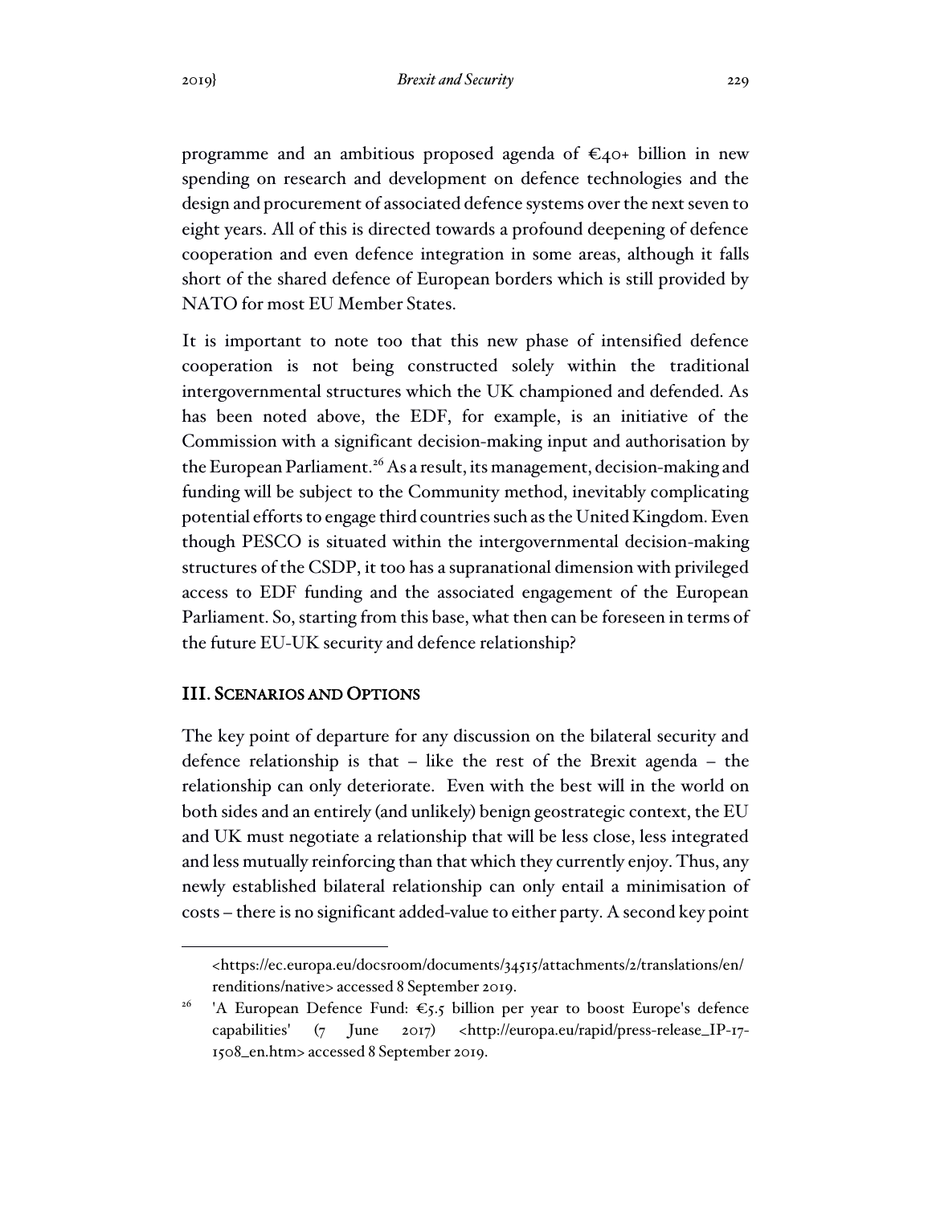programme and an ambitious proposed agenda of €40+ billion in new spending on research and development on defence technologies and the design and procurement of associated defence systems over the next seven to eight years. All of this is directed towards a profound deepening of defence cooperation and even defence integration in some areas, although it falls short of the shared defence of European borders which is still provided by NATO for most EU Member States.

It is important to note too that this new phase of intensified defence cooperation is not being constructed solely within the traditional intergovernmental structures which the UK championed and defended. As has been noted above, the EDF, for example, is an initiative of the Commission with a significant decision-making input and authorisation by the European Parliament.[26] As a result, its management, decision-making and funding will be subject to the Community method, inevitably complicating potential efforts to engage third countries such as the United Kingdom. Even though PESCO is situated within the intergovernmental decision-making structures of the CSDP, it too has a supranational dimension with privileged access to EDF funding and the associated engagement of the European Parliament. So, starting from this base, what then can be foreseen in terms of the future EU-UK security and defence relationship?

## III. Scenarios and Options

The key point of departure for any discussion on the bilateral security and defence relationship is that – like the rest of the Brexit agenda – the relationship can only deteriorate. Even with the best will in the world on both sides and an entirely (and unlikely) benign geostrategic context, the EU and UK must negotiate a relationship that will be less close, less integrated and less mutually reinforcing than that which they currently enjoy. Thus, any newly established bilateral relationship can only entail a minimisation of costs – there is no significant added-value to either party. A second key point

<https://ec.europa.eu/docsroom/documents/34515/attachments/2/translations/en/renditions/native> accessed 8 September 2019.

[26] 'A European Defence Fund: €5.5 billion per year to boost Europe's defence capabilities' (7 June 2017) <http://europa.eu/rapid/press-release_IP-17-1508_en.htm> accessed 8 September 2019.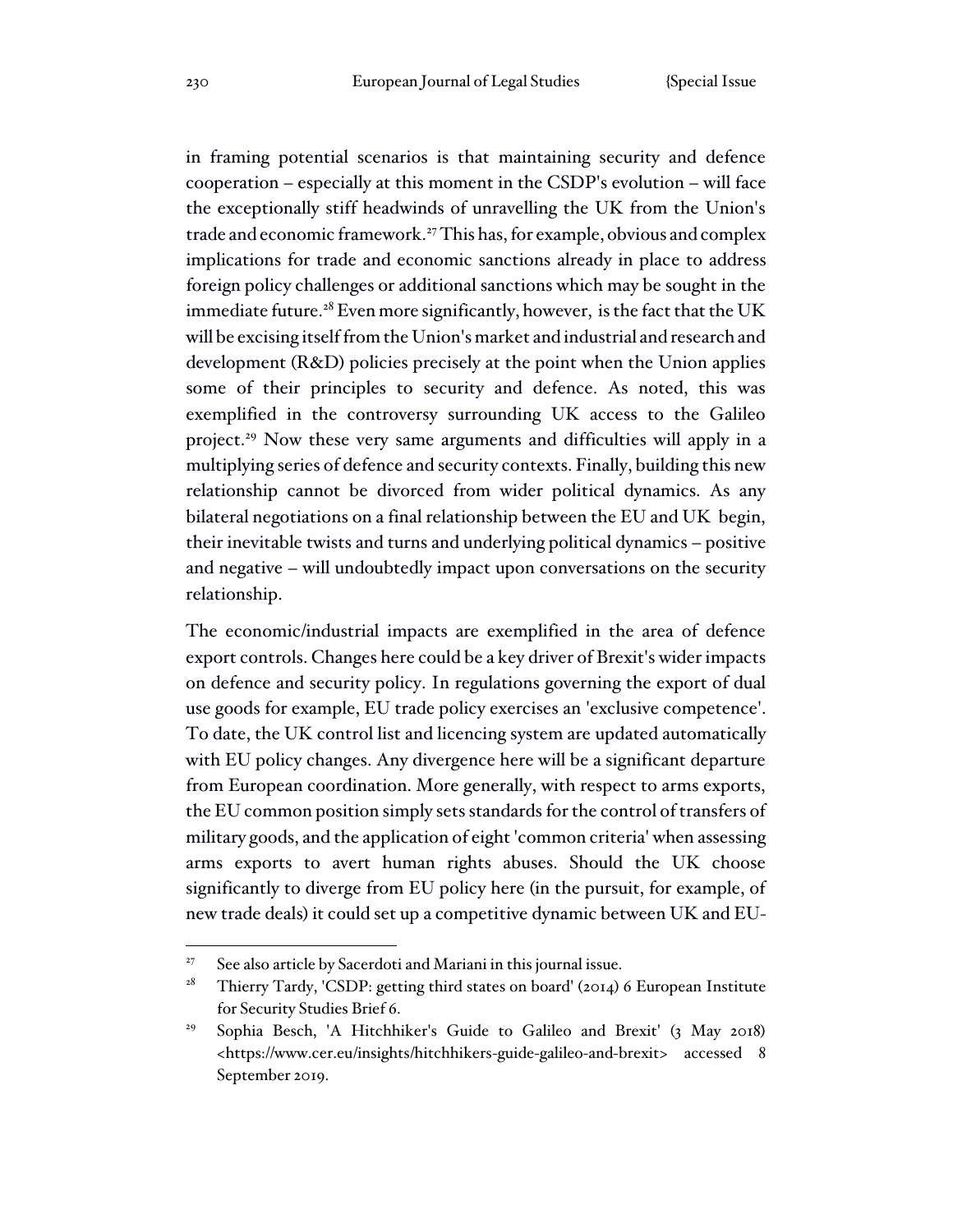in framing potential scenarios is that maintaining security and defence cooperation – especially at this moment in the CSDP's evolution – will face the exceptionally stiff headwinds of unravelling the UK from the Union's trade and economic framework.[27] This has, for example, obvious and complex implications for trade and economic sanctions already in place to address foreign policy challenges or additional sanctions which may be sought in the immediate future.[28] Even more significantly, however, is the fact that the UK will be excising itself from the Union's market and industrial and research and development (R&D) policies precisely at the point when the Union applies some of their principles to security and defence. As noted, this was exemplified in the controversy surrounding UK access to the Galileo project.[29] Now these very same arguments and difficulties will apply in a multiplying series of defence and security contexts. Finally, building this new relationship cannot be divorced from wider political dynamics. As any bilateral negotiations on a final relationship between the EU and UK begin, their inevitable twists and turns and underlying political dynamics – positive and negative – will undoubtedly impact upon conversations on the security relationship.

The economic/industrial impacts are exemplified in the area of defence export controls. Changes here could be a key driver of Brexit's wider impacts on defence and security policy. In regulations governing the export of dual use goods for example, EU trade policy exercises an 'exclusive competence'. To date, the UK control list and licencing system are updated automatically with EU policy changes. Any divergence here will be a significant departure from European coordination. More generally, with respect to arms exports, the EU common position simply sets standards for the control of transfers of military goods, and the application of eight 'common criteria' when assessing arms exports to avert human rights abuses. Should the UK choose significantly to diverge from EU policy here (in the pursuit, for example, of new trade deals) it could set up a competitive dynamic between UK and EU-

---

[27] See also article by Sacerdoti and Mariani in this journal issue.

[28] Thierry Tardy, 'CSDP: getting third states on board' (2014) 6 European Institute for Security Studies Brief 6.

[29] Sophia Besch, 'A Hitchhiker's Guide to Galileo and Brexit' (3 May 2018) <https://www.cer.eu/insights/hitchhikers-guide-galileo-and-brexit> accessed 8 September 2019.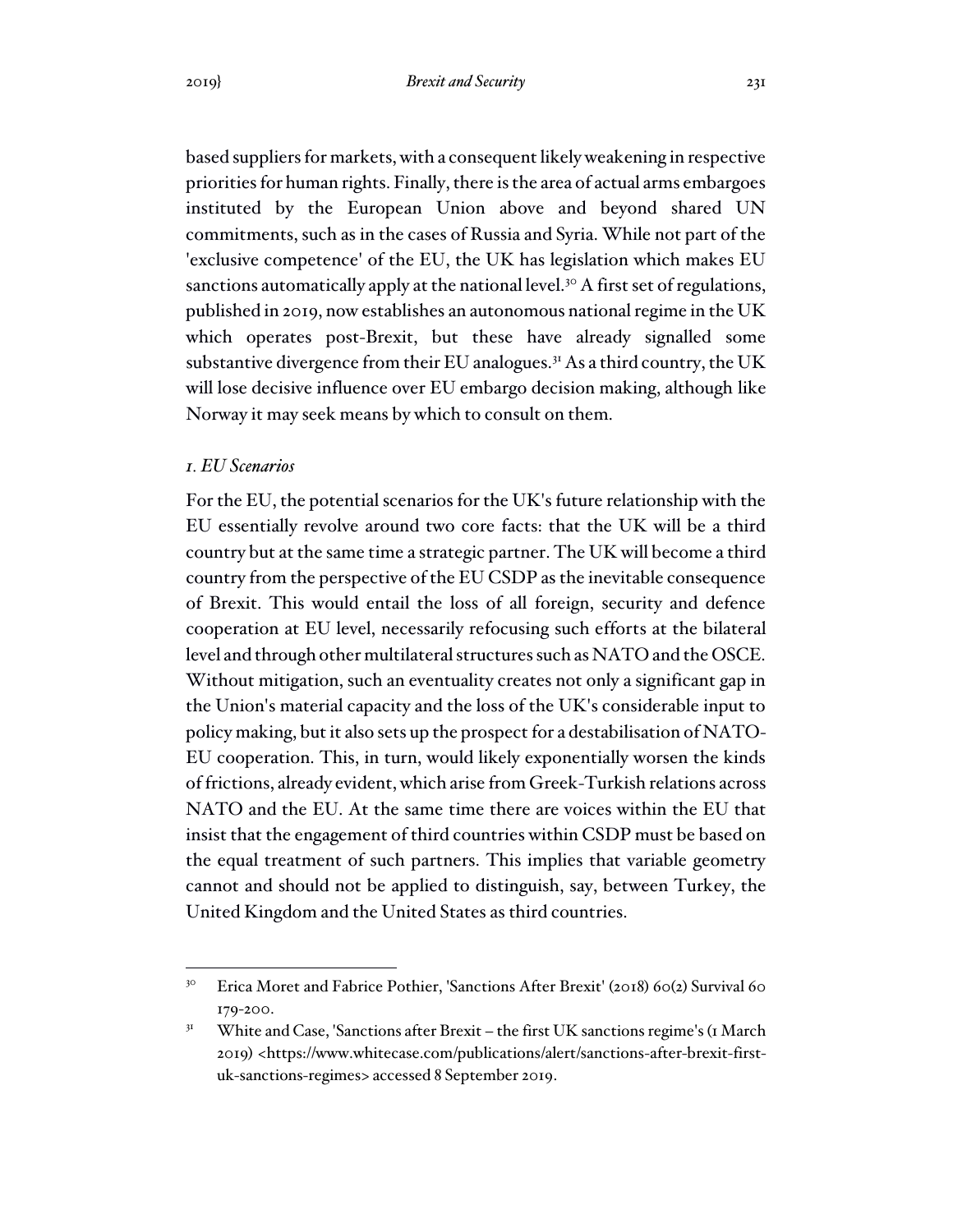based suppliers for markets, with a consequent likely weakening in respective priorities for human rights. Finally, there is the area of actual arms embargoes instituted by the European Union above and beyond shared UN commitments, such as in the cases of Russia and Syria. While not part of the 'exclusive competence' of the EU, the UK has legislation which makes EU sanctions automatically apply at the national level.[30] A first set of regulations, published in 2019, now establishes an autonomous national regime in the UK which operates post-Brexit, but these have already signalled some substantive divergence from their EU analogues.[31] As a third country, the UK will lose decisive influence over EU embargo decision making, although like Norway it may seek means by which to consult on them.

### *1. EU Scenarios*

For the EU, the potential scenarios for the UK's future relationship with the EU essentially revolve around two core facts: that the UK will be a third country but at the same time a strategic partner. The UK will become a third country from the perspective of the EU CSDP as the inevitable consequence of Brexit. This would entail the loss of all foreign, security and defence cooperation at EU level, necessarily refocusing such efforts at the bilateral level and through other multilateral structures such as NATO and the OSCE. Without mitigation, such an eventuality creates not only a significant gap in the Union's material capacity and the loss of the UK's considerable input to policy making, but it also sets up the prospect for a destabilisation of NATO-EU cooperation. This, in turn, would likely exponentially worsen the kinds of frictions, already evident, which arise from Greek-Turkish relations across NATO and the EU. At the same time there are voices within the EU that insist that the engagement of third countries within CSDP must be based on the equal treatment of such partners. This implies that variable geometry cannot and should not be applied to distinguish, say, between Turkey, the United Kingdom and the United States as third countries.

---

[30] Erica Moret and Fabrice Pothier, 'Sanctions After Brexit' (2018) 60(2) Survival 60 179-200.

[31] White and Case, 'Sanctions after Brexit – the first UK sanctions regime's (1 March 2019) <https://www.whitecase.com/publications/alert/sanctions-after-brexit-first-uk-sanctions-regimes> accessed 8 September 2019.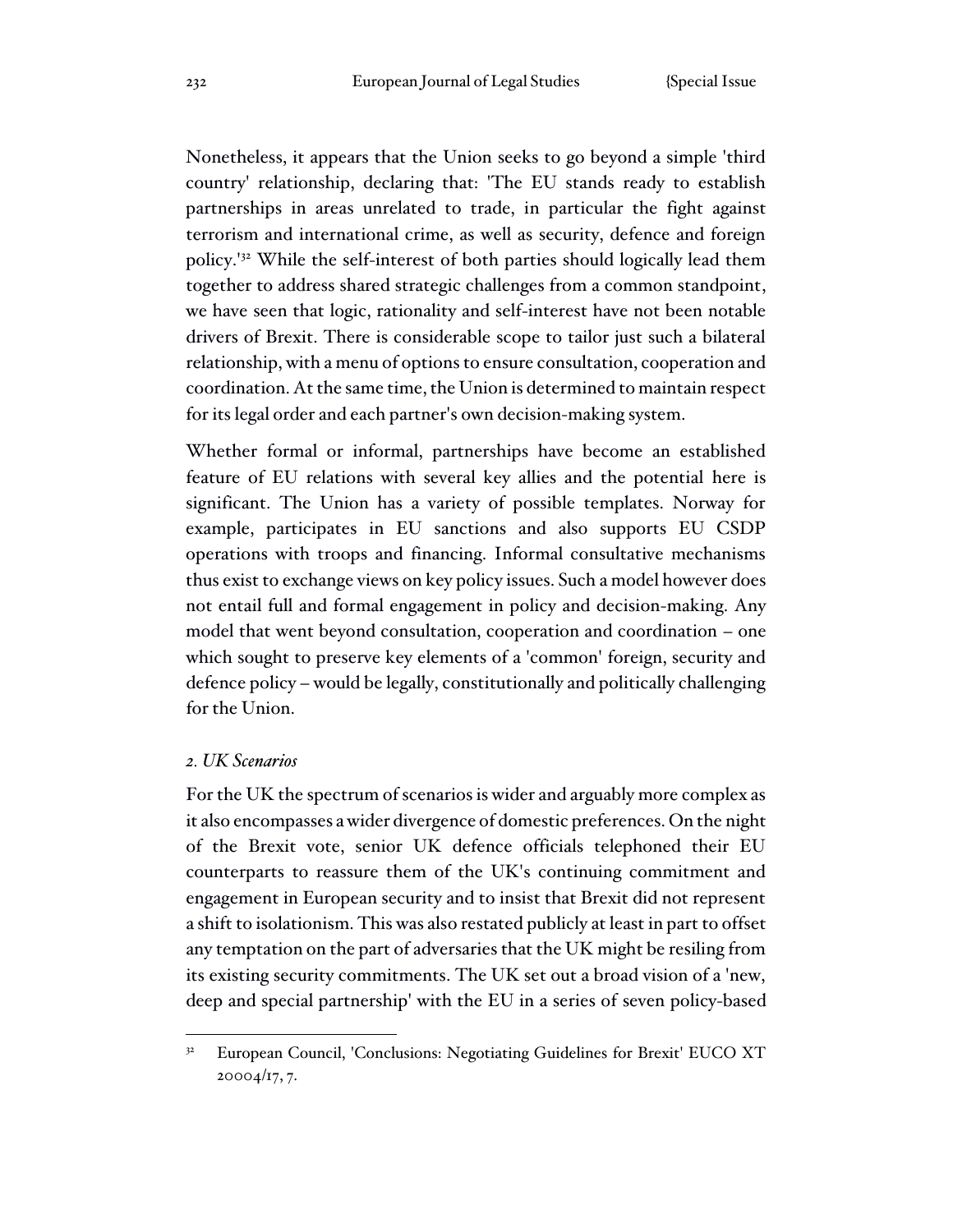Nonetheless, it appears that the Union seeks to go beyond a simple 'third country' relationship, declaring that: 'The EU stands ready to establish partnerships in areas unrelated to trade, in particular the fight against terrorism and international crime, as well as security, defence and foreign policy.'[32] While the self-interest of both parties should logically lead them together to address shared strategic challenges from a common standpoint, we have seen that logic, rationality and self-interest have not been notable drivers of Brexit. There is considerable scope to tailor just such a bilateral relationship, with a menu of options to ensure consultation, cooperation and coordination. At the same time, the Union is determined to maintain respect for its legal order and each partner's own decision-making system.

Whether formal or informal, partnerships have become an established feature of EU relations with several key allies and the potential here is significant. The Union has a variety of possible templates. Norway for example, participates in EU sanctions and also supports EU CSDP operations with troops and financing. Informal consultative mechanisms thus exist to exchange views on key policy issues. Such a model however does not entail full and formal engagement in policy and decision-making. Any model that went beyond consultation, cooperation and coordination – one which sought to preserve key elements of a 'common' foreign, security and defence policy – would be legally, constitutionally and politically challenging for the Union.

### *2. UK Scenarios*

For the UK the spectrum of scenarios is wider and arguably more complex as it also encompasses a wider divergence of domestic preferences. On the night of the Brexit vote, senior UK defence officials telephoned their EU counterparts to reassure them of the UK's continuing commitment and engagement in European security and to insist that Brexit did not represent a shift to isolationism. This was also restated publicly at least in part to offset any temptation on the part of adversaries that the UK might be resiling from its existing security commitments. The UK set out a broad vision of a 'new, deep and special partnership' with the EU in a series of seven policy-based

---

[32] European Council, 'Conclusions: Negotiating Guidelines for Brexit' EUCO XT 20004/17, 7.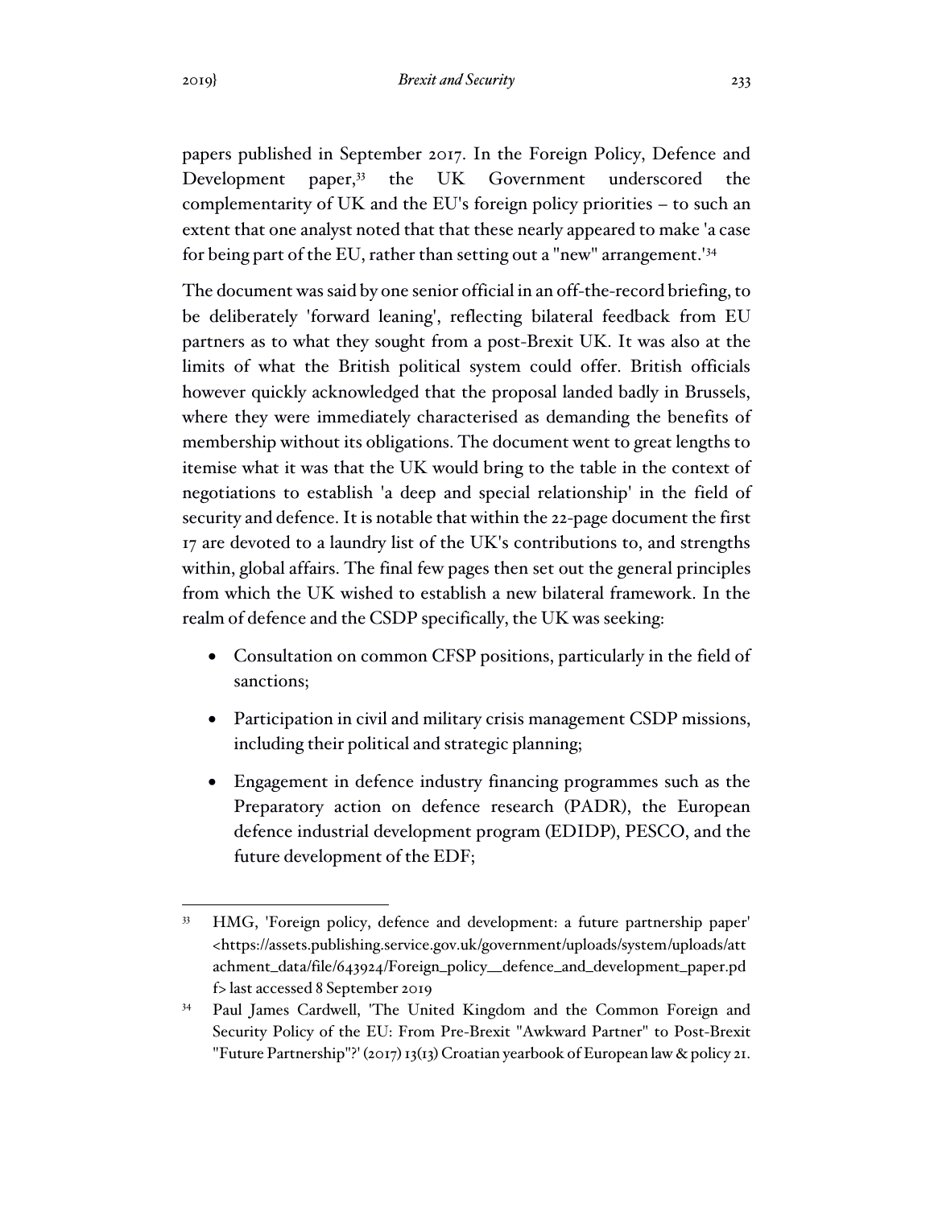papers published in September 2017. In the Foreign Policy, Defence and Development paper,[33] the UK Government underscored the complementarity of UK and the EU's foreign policy priorities – to such an extent that one analyst noted that that these nearly appeared to make 'a case for being part of the EU, rather than setting out a "new" arrangement.'[34]

The document was said by one senior official in an off-the-record briefing, to be deliberately 'forward leaning', reflecting bilateral feedback from EU partners as to what they sought from a post-Brexit UK. It was also at the limits of what the British political system could offer. British officials however quickly acknowledged that the proposal landed badly in Brussels, where they were immediately characterised as demanding the benefits of membership without its obligations. The document went to great lengths to itemise what it was that the UK would bring to the table in the context of negotiations to establish 'a deep and special relationship' in the field of security and defence. It is notable that within the 22-page document the first 17 are devoted to a laundry list of the UK's contributions to, and strengths within, global affairs. The final few pages then set out the general principles from which the UK wished to establish a new bilateral framework. In the realm of defence and the CSDP specifically, the UK was seeking:

- Consultation on common CFSP positions, particularly in the field of sanctions;
- Participation in civil and military crisis management CSDP missions, including their political and strategic planning;
- Engagement in defence industry financing programmes such as the Preparatory action on defence research (PADR), the European defence industrial development program (EDIDP), PESCO, and the future development of the EDF;

[33] HMG, 'Foreign policy, defence and development: a future partnership paper' <https://assets.publishing.service.gov.uk/government/uploads/system/uploads/attachment_data/file/643924/Foreign_policy__defence_and_development_paper.pdf> last accessed 8 September 2019

[34] Paul James Cardwell, 'The United Kingdom and the Common Foreign and Security Policy of the EU: From Pre-Brexit "Awkward Partner" to Post-Brexit "Future Partnership"?' (2017) 13(13) Croatian yearbook of European law & policy 21.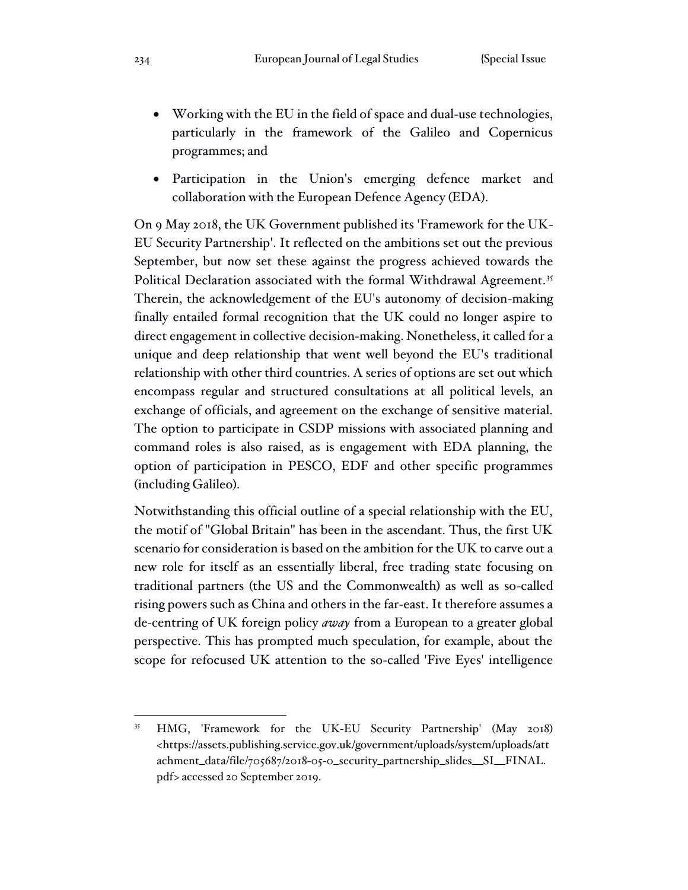- Working with the EU in the field of space and dual-use technologies, particularly in the framework of the Galileo and Copernicus programmes; and
- Participation in the Union's emerging defence market and collaboration with the European Defence Agency (EDA).

On 9 May 2018, the UK Government published its 'Framework for the UK-EU Security Partnership'. It reflected on the ambitions set out the previous September, but now set these against the progress achieved towards the Political Declaration associated with the formal Withdrawal Agreement.[35] Therein, the acknowledgement of the EU's autonomy of decision-making finally entailed formal recognition that the UK could no longer aspire to direct engagement in collective decision-making. Nonetheless, it called for a unique and deep relationship that went well beyond the EU's traditional relationship with other third countries. A series of options are set out which encompass regular and structured consultations at all political levels, an exchange of officials, and agreement on the exchange of sensitive material. The option to participate in CSDP missions with associated planning and command roles is also raised, as is engagement with EDA planning, the option of participation in PESCO, EDF and other specific programmes (including Galileo).

Notwithstanding this official outline of a special relationship with the EU, the motif of "Global Britain" has been in the ascendant. Thus, the first UK scenario for consideration is based on the ambition for the UK to carve out a new role for itself as an essentially liberal, free trading state focusing on traditional partners (the US and the Commonwealth) as well as so-called rising powers such as China and others in the far-east. It therefore assumes a de-centring of UK foreign policy *away* from a European to a greater global perspective. This has prompted much speculation, for example, about the scope for refocused UK attention to the so-called 'Five Eyes' intelligence

---

[35] HMG, 'Framework for the UK-EU Security Partnership' (May 2018) <https://assets.publishing.service.gov.uk/government/uploads/system/uploads/attachment_data/file/705687/2018-05-0_security_partnership_slides__SI__FINAL.pdf> accessed 20 September 2019.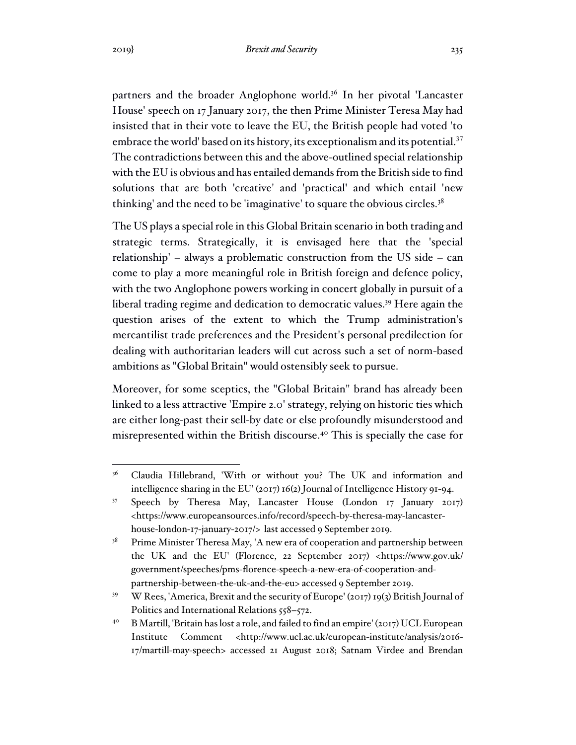partners and the broader Anglophone world.[36] In her pivotal 'Lancaster House' speech on 17 January 2017, the then Prime Minister Teresa May had insisted that in their vote to leave the EU, the British people had voted 'to embrace the world' based on its history, its exceptionalism and its potential.[37] The contradictions between this and the above-outlined special relationship with the EU is obvious and has entailed demands from the British side to find solutions that are both 'creative' and 'practical' and which entail 'new thinking' and the need to be 'imaginative' to square the obvious circles.[38]

The US plays a special role in this Global Britain scenario in both trading and strategic terms. Strategically, it is envisaged here that the 'special relationship' – always a problematic construction from the US side – can come to play a more meaningful role in British foreign and defence policy, with the two Anglophone powers working in concert globally in pursuit of a liberal trading regime and dedication to democratic values.[39] Here again the question arises of the extent to which the Trump administration's mercantilist trade preferences and the President's personal predilection for dealing with authoritarian leaders will cut across such a set of norm-based ambitions as "Global Britain" would ostensibly seek to pursue.

Moreover, for some sceptics, the "Global Britain" brand has already been linked to a less attractive 'Empire 2.0' strategy, relying on historic ties which are either long-past their sell-by date or else profoundly misunderstood and misrepresented within the British discourse.[40] This is specially the case for

---

[36] Claudia Hillebrand, 'With or without you? The UK and information and intelligence sharing in the EU' (2017) 16(2) Journal of Intelligence History 91-94.

[37] Speech by Theresa May, Lancaster House (London 17 January 2017) <https://www.europeansources.info/record/speech-by-theresa-may-lancaster-house-london-17-january-2017/> last accessed 9 September 2019.

[38] Prime Minister Theresa May, 'A new era of cooperation and partnership between the UK and the EU' (Florence, 22 September 2017) <https://www.gov.uk/government/speeches/pms-florence-speech-a-new-era-of-cooperation-and-partnership-between-the-uk-and-the-eu> accessed 9 September 2019.

[39] W Rees, 'America, Brexit and the security of Europe' (2017) 19(3) British Journal of Politics and International Relations 558–572.

[40] B Martill, 'Britain has lost a role, and failed to find an empire' (2017) UCL European Institute Comment <http://www.ucl.ac.uk/european-institute/analysis/2016-17/martill-may-speech> accessed 21 August 2018; Satnam Virdee and Brendan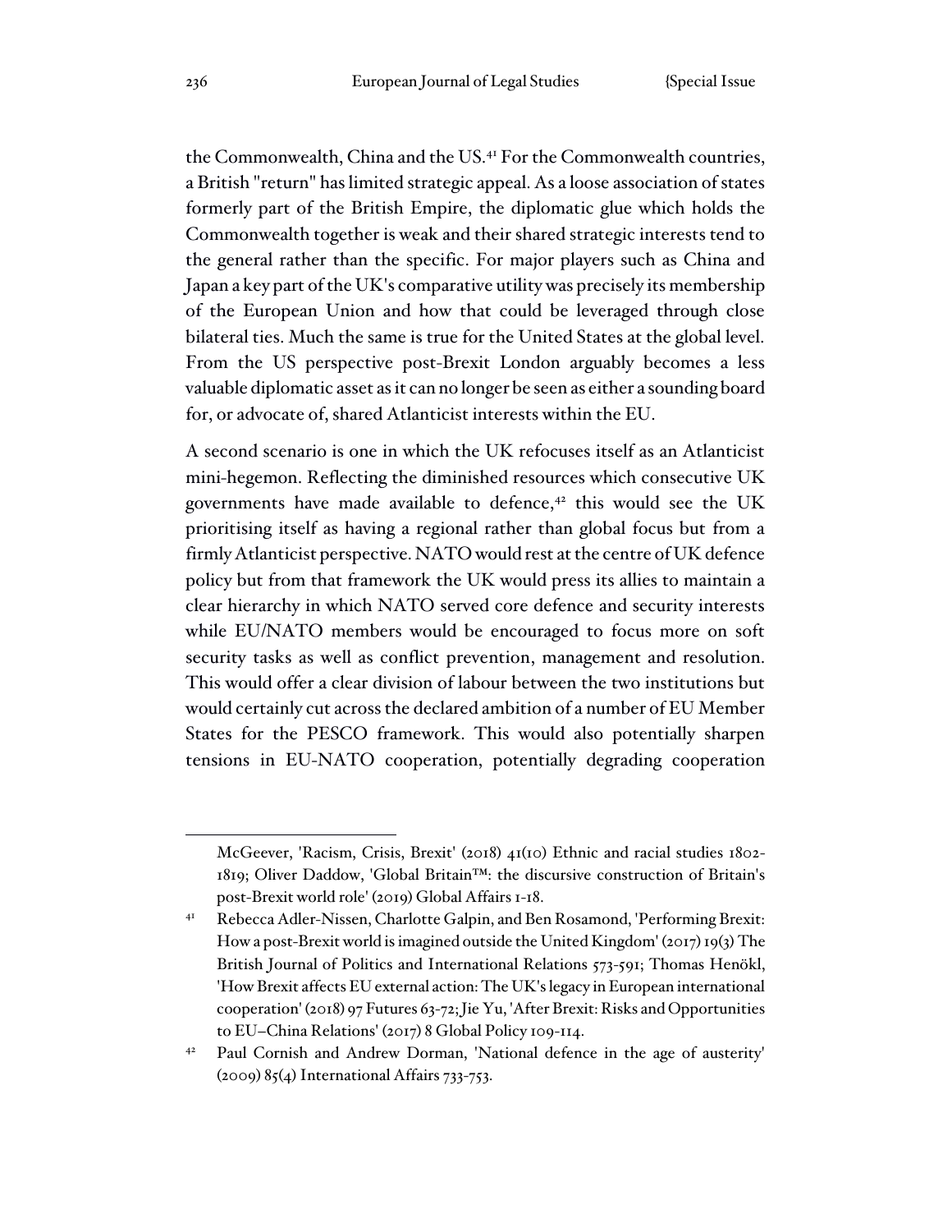the Commonwealth, China and the US.[41] For the Commonwealth countries, a British "return" has limited strategic appeal. As a loose association of states formerly part of the British Empire, the diplomatic glue which holds the Commonwealth together is weak and their shared strategic interests tend to the general rather than the specific. For major players such as China and Japan a key part of the UK's comparative utility was precisely its membership of the European Union and how that could be leveraged through close bilateral ties. Much the same is true for the United States at the global level. From the US perspective post-Brexit London arguably becomes a less valuable diplomatic asset as it can no longer be seen as either a sounding board for, or advocate of, shared Atlanticist interests within the EU.

A second scenario is one in which the UK refocuses itself as an Atlanticist mini-hegemon. Reflecting the diminished resources which consecutive UK governments have made available to defence,[42] this would see the UK prioritising itself as having a regional rather than global focus but from a firmly Atlanticist perspective. NATO would rest at the centre of UK defence policy but from that framework the UK would press its allies to maintain a clear hierarchy in which NATO served core defence and security interests while EU/NATO members would be encouraged to focus more on soft security tasks as well as conflict prevention, management and resolution. This would offer a clear division of labour between the two institutions but would certainly cut across the declared ambition of a number of EU Member States for the PESCO framework. This would also potentially sharpen tensions in EU-NATO cooperation, potentially degrading cooperation

---

McGeever, 'Racism, Crisis, Brexit' (2018) 41(10) Ethnic and racial studies 1802-1819; Oliver Daddow, 'Global Britain™: the discursive construction of Britain's post-Brexit world role' (2019) Global Affairs 1-18.

[41] Rebecca Adler-Nissen, Charlotte Galpin, and Ben Rosamond, 'Performing Brexit: How a post-Brexit world is imagined outside the United Kingdom' (2017) 19(3) The British Journal of Politics and International Relations 573-591; Thomas Henökl, 'How Brexit affects EU external action: The UK's legacy in European international cooperation' (2018) 97 Futures 63-72; Jie Yu, 'After Brexit: Risks and Opportunities to EU–China Relations' (2017) 8 Global Policy 109-114.

[42] Paul Cornish and Andrew Dorman, 'National defence in the age of austerity' (2009) 85(4) International Affairs 733-753.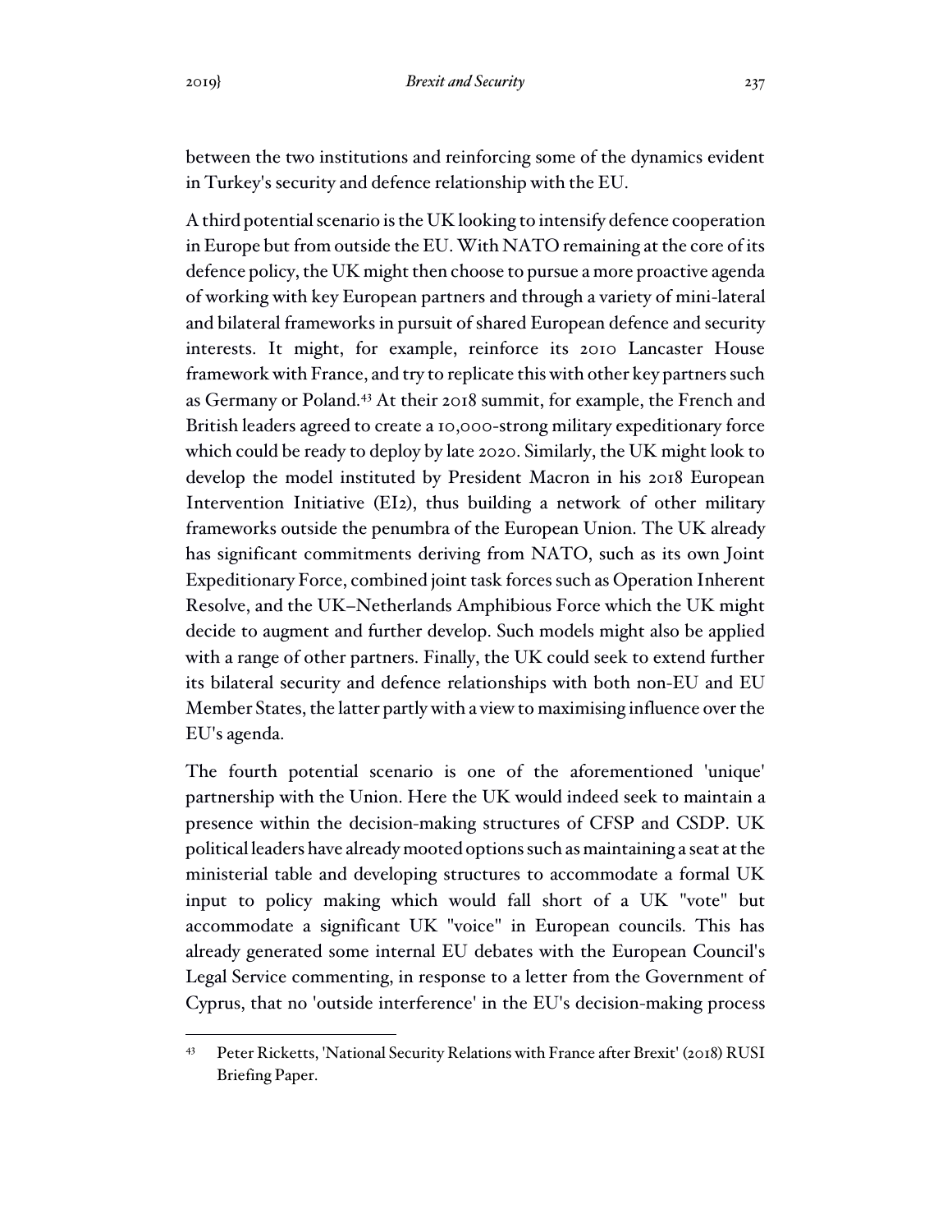between the two institutions and reinforcing some of the dynamics evident in Turkey's security and defence relationship with the EU.

A third potential scenario is the UK looking to intensify defence cooperation in Europe but from outside the EU. With NATO remaining at the core of its defence policy, the UK might then choose to pursue a more proactive agenda of working with key European partners and through a variety of mini-lateral and bilateral frameworks in pursuit of shared European defence and security interests. It might, for example, reinforce its 2010 Lancaster House framework with France, and try to replicate this with other key partners such as Germany or Poland.[43] At their 2018 summit, for example, the French and British leaders agreed to create a 10,000-strong military expeditionary force which could be ready to deploy by late 2020. Similarly, the UK might look to develop the model instituted by President Macron in his 2018 European Intervention Initiative (EI2), thus building a network of other military frameworks outside the penumbra of the European Union. The UK already has significant commitments deriving from NATO, such as its own Joint Expeditionary Force, combined joint task forces such as Operation Inherent Resolve, and the UK–Netherlands Amphibious Force which the UK might decide to augment and further develop. Such models might also be applied with a range of other partners. Finally, the UK could seek to extend further its bilateral security and defence relationships with both non-EU and EU Member States, the latter partly with a view to maximising influence over the EU's agenda.

The fourth potential scenario is one of the aforementioned 'unique' partnership with the Union. Here the UK would indeed seek to maintain a presence within the decision-making structures of CFSP and CSDP. UK political leaders have already mooted options such as maintaining a seat at the ministerial table and developing structures to accommodate a formal UK input to policy making which would fall short of a UK "vote" but accommodate a significant UK "voice" in European councils. This has already generated some internal EU debates with the European Council's Legal Service commenting, in response to a letter from the Government of Cyprus, that no 'outside interference' in the EU's decision-making process

---

[43] Peter Ricketts, 'National Security Relations with France after Brexit' (2018) RUSI Briefing Paper.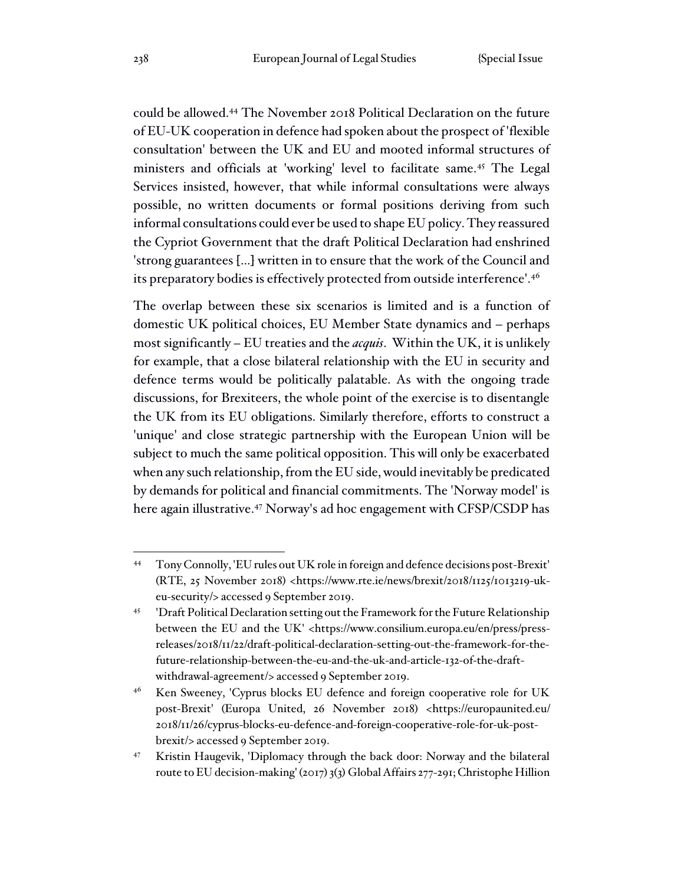could be allowed.[44] The November 2018 Political Declaration on the future of EU-UK cooperation in defence had spoken about the prospect of 'flexible consultation' between the UK and EU and mooted informal structures of ministers and officials at 'working' level to facilitate same.[45] The Legal Services insisted, however, that while informal consultations were always possible, no written documents or formal positions deriving from such informal consultations could ever be used to shape EU policy. They reassured the Cypriot Government that the draft Political Declaration had enshrined 'strong guarantees [...] written in to ensure that the work of the Council and its preparatory bodies is effectively protected from outside interference'.[46]

The overlap between these six scenarios is limited and is a function of domestic UK political choices, EU Member State dynamics and – perhaps most significantly – EU treaties and the *acquis*. Within the UK, it is unlikely for example, that a close bilateral relationship with the EU in security and defence terms would be politically palatable. As with the ongoing trade discussions, for Brexiteers, the whole point of the exercise is to disentangle the UK from its EU obligations. Similarly therefore, efforts to construct a 'unique' and close strategic partnership with the European Union will be subject to much the same political opposition. This will only be exacerbated when any such relationship, from the EU side, would inevitably be predicated by demands for political and financial commitments. The 'Norway model' is here again illustrative.[47] Norway's ad hoc engagement with CFSP/CSDP has

---

[44] Tony Connolly, 'EU rules out UK role in foreign and defence decisions post-Brexit' (RTE, 25 November 2018) <https://www.rte.ie/news/brexit/2018/1125/1013219-uk-eu-security/> accessed 9 September 2019.

[45] 'Draft Political Declaration setting out the Framework for the Future Relationship between the EU and the UK' <https://www.consilium.europa.eu/en/press/press-releases/2018/11/22/draft-political-declaration-setting-out-the-framework-for-the-future-relationship-between-the-eu-and-the-uk-and-article-132-of-the-draft-withdrawal-agreement/> accessed 9 September 2019.

[46] Ken Sweeney, 'Cyprus blocks EU defence and foreign cooperative role for UK post-Brexit' (Europa United, 26 November 2018) <https://europaunited.eu/2018/11/26/cyprus-blocks-eu-defence-and-foreign-cooperative-role-for-uk-post-brexit/> accessed 9 September 2019.

[47] Kristin Haugevik, 'Diplomacy through the back door: Norway and the bilateral route to EU decision-making' (2017) 3(3) Global Affairs 277-291; Christophe Hillion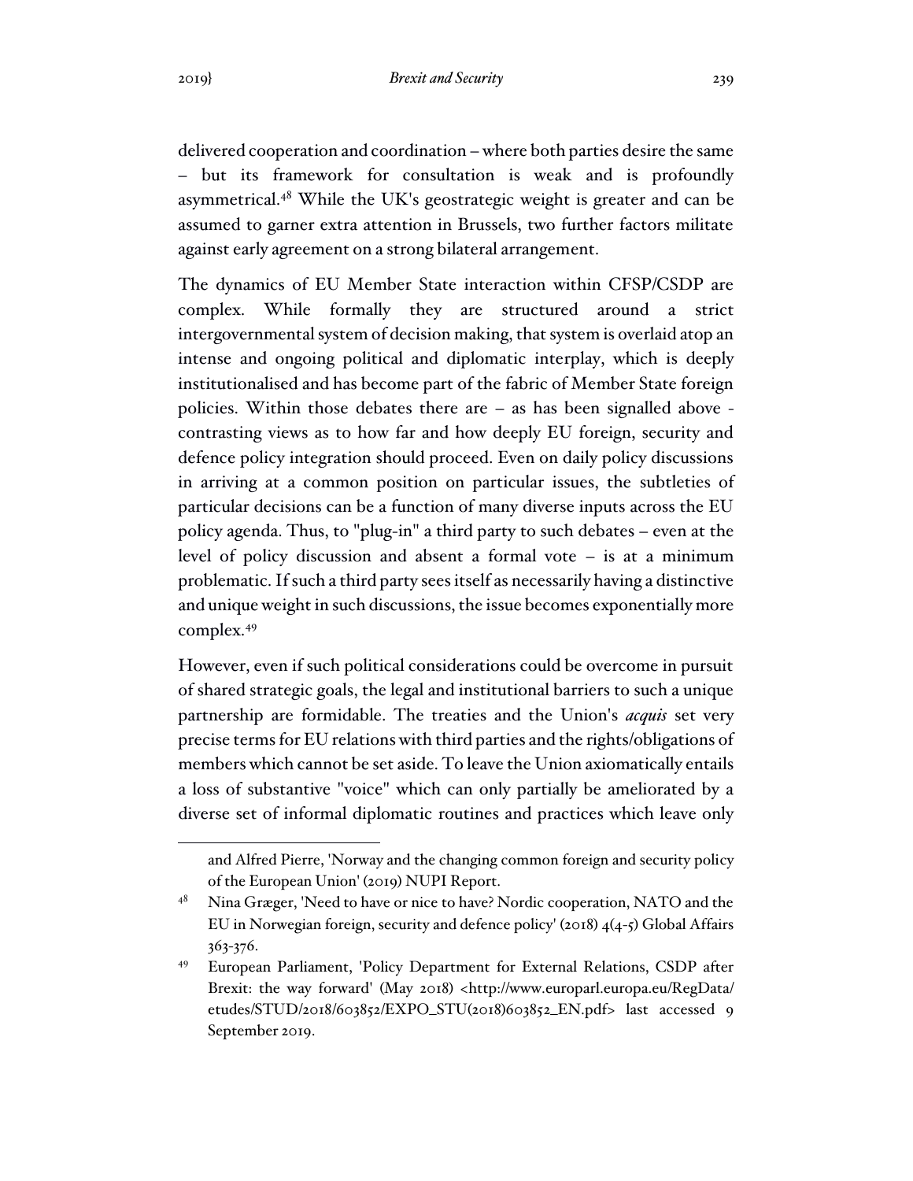delivered cooperation and coordination – where both parties desire the same – but its framework for consultation is weak and is profoundly asymmetrical.[48] While the UK's geostrategic weight is greater and can be assumed to garner extra attention in Brussels, two further factors militate against early agreement on a strong bilateral arrangement.

The dynamics of EU Member State interaction within CFSP/CSDP are complex. While formally they are structured around a strict intergovernmental system of decision making, that system is overlaid atop an intense and ongoing political and diplomatic interplay, which is deeply institutionalised and has become part of the fabric of Member State foreign policies. Within those debates there are – as has been signalled above - contrasting views as to how far and how deeply EU foreign, security and defence policy integration should proceed. Even on daily policy discussions in arriving at a common position on particular issues, the subtleties of particular decisions can be a function of many diverse inputs across the EU policy agenda. Thus, to "plug-in" a third party to such debates – even at the level of policy discussion and absent a formal vote – is at a minimum problematic. If such a third party sees itself as necessarily having a distinctive and unique weight in such discussions, the issue becomes exponentially more complex.[49]

However, even if such political considerations could be overcome in pursuit of shared strategic goals, the legal and institutional barriers to such a unique partnership are formidable. The treaties and the Union's *acquis* set very precise terms for EU relations with third parties and the rights/obligations of members which cannot be set aside. To leave the Union axiomatically entails a loss of substantive "voice" which can only partially be ameliorated by a diverse set of informal diplomatic routines and practices which leave only

---

and Alfred Pierre, 'Norway and the changing common foreign and security policy of the European Union' (2019) NUPI Report.

[48] Nina Græger, 'Need to have or nice to have? Nordic cooperation, NATO and the EU in Norwegian foreign, security and defence policy' (2018) 4(4-5) Global Affairs 363-376.

[49] European Parliament, 'Policy Department for External Relations, CSDP after Brexit: the way forward' (May 2018) <http://www.europarl.europa.eu/RegData/etudes/STUD/2018/603852/EXPO_STU(2018)603852_EN.pdf> last accessed 9 September 2019.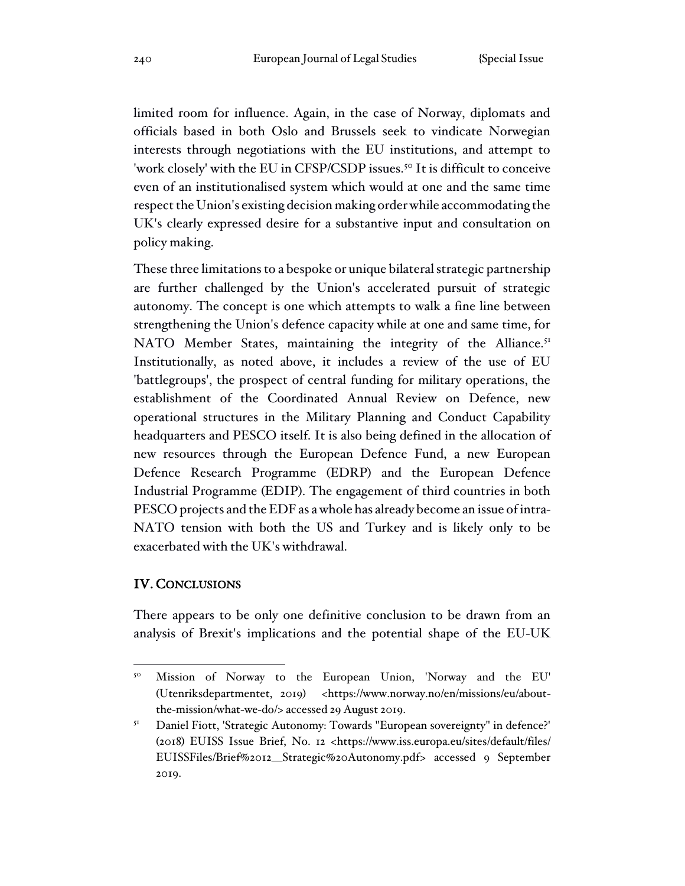limited room for influence. Again, in the case of Norway, diplomats and officials based in both Oslo and Brussels seek to vindicate Norwegian interests through negotiations with the EU institutions, and attempt to 'work closely' with the EU in CFSP/CSDP issues.[50] It is difficult to conceive even of an institutionalised system which would at one and the same time respect the Union's existing decision making order while accommodating the UK's clearly expressed desire for a substantive input and consultation on policy making.

These three limitations to a bespoke or unique bilateral strategic partnership are further challenged by the Union's accelerated pursuit of strategic autonomy. The concept is one which attempts to walk a fine line between strengthening the Union's defence capacity while at one and same time, for NATO Member States, maintaining the integrity of the Alliance.[51] Institutionally, as noted above, it includes a review of the use of EU 'battlegroups', the prospect of central funding for military operations, the establishment of the Coordinated Annual Review on Defence, new operational structures in the Military Planning and Conduct Capability headquarters and PESCO itself. It is also being defined in the allocation of new resources through the European Defence Fund, a new European Defence Research Programme (EDRP) and the European Defence Industrial Programme (EDIP). The engagement of third countries in both PESCO projects and the EDF as a whole has already become an issue of intra-NATO tension with both the US and Turkey and is likely only to be exacerbated with the UK's withdrawal.

## IV. Conclusions

There appears to be only one definitive conclusion to be drawn from an analysis of Brexit's implications and the potential shape of the EU-UK

---

[50] Mission of Norway to the European Union, 'Norway and the EU' (Utenriksdepartmentet, 2019) <https://www.norway.no/en/missions/eu/about-the-mission/what-we-do/> accessed 29 August 2019.

[51] Daniel Fiott, 'Strategic Autonomy: Towards "European sovereignty" in defence?' (2018) EUISS Issue Brief, No. 12 <https://www.iss.europa.eu/sites/default/files/EUISSFiles/Brief%2012__Strategic%20Autonomy.pdf> accessed 9 September 2019.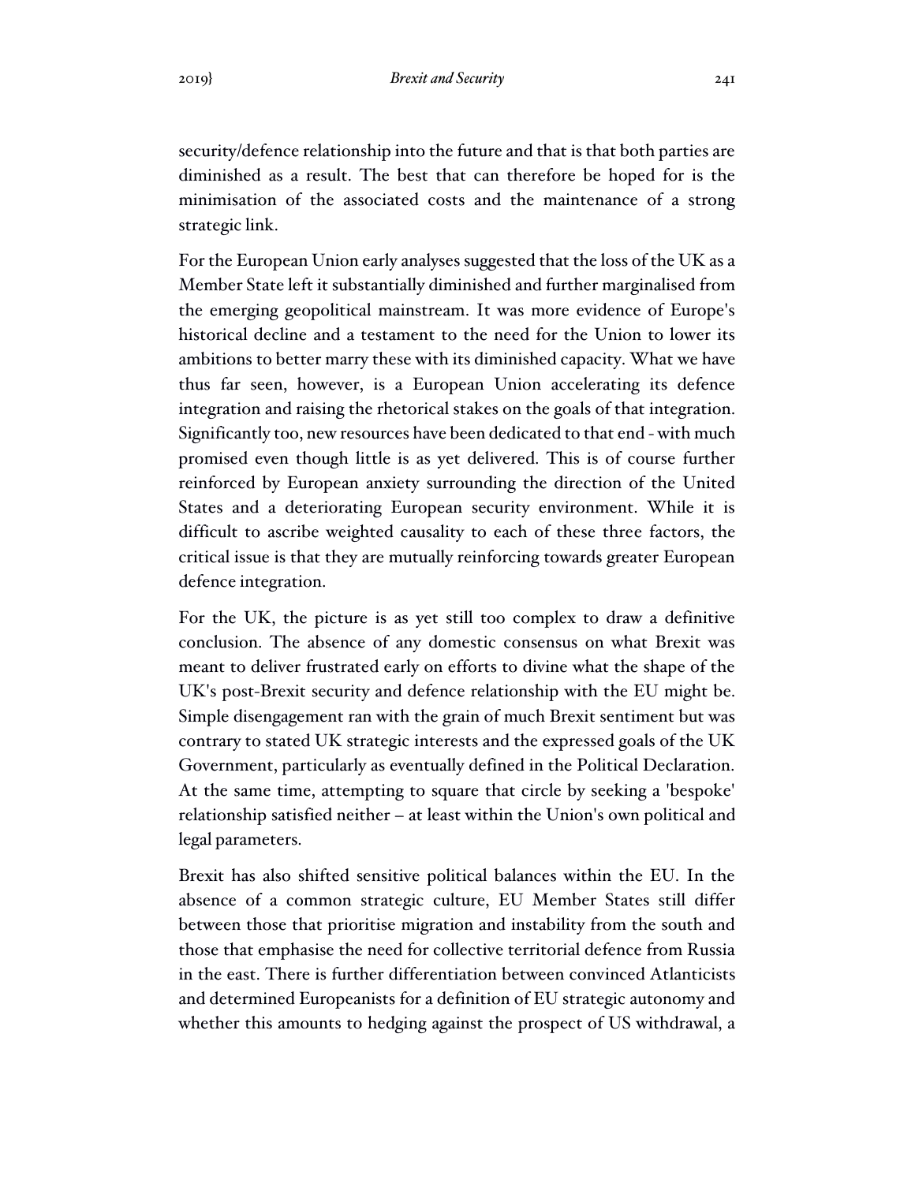security/defence relationship into the future and that is that both parties are diminished as a result. The best that can therefore be hoped for is the minimisation of the associated costs and the maintenance of a strong strategic link.

For the European Union early analyses suggested that the loss of the UK as a Member State left it substantially diminished and further marginalised from the emerging geopolitical mainstream. It was more evidence of Europe's historical decline and a testament to the need for the Union to lower its ambitions to better marry these with its diminished capacity. What we have thus far seen, however, is a European Union accelerating its defence integration and raising the rhetorical stakes on the goals of that integration. Significantly too, new resources have been dedicated to that end - with much promised even though little is as yet delivered. This is of course further reinforced by European anxiety surrounding the direction of the United States and a deteriorating European security environment. While it is difficult to ascribe weighted causality to each of these three factors, the critical issue is that they are mutually reinforcing towards greater European defence integration.

For the UK, the picture is as yet still too complex to draw a definitive conclusion. The absence of any domestic consensus on what Brexit was meant to deliver frustrated early on efforts to divine what the shape of the UK's post-Brexit security and defence relationship with the EU might be. Simple disengagement ran with the grain of much Brexit sentiment but was contrary to stated UK strategic interests and the expressed goals of the UK Government, particularly as eventually defined in the Political Declaration. At the same time, attempting to square that circle by seeking a 'bespoke' relationship satisfied neither – at least within the Union's own political and legal parameters.

Brexit has also shifted sensitive political balances within the EU. In the absence of a common strategic culture, EU Member States still differ between those that prioritise migration and instability from the south and those that emphasise the need for collective territorial defence from Russia in the east. There is further differentiation between convinced Atlanticists and determined Europeanists for a definition of EU strategic autonomy and whether this amounts to hedging against the prospect of US withdrawal, a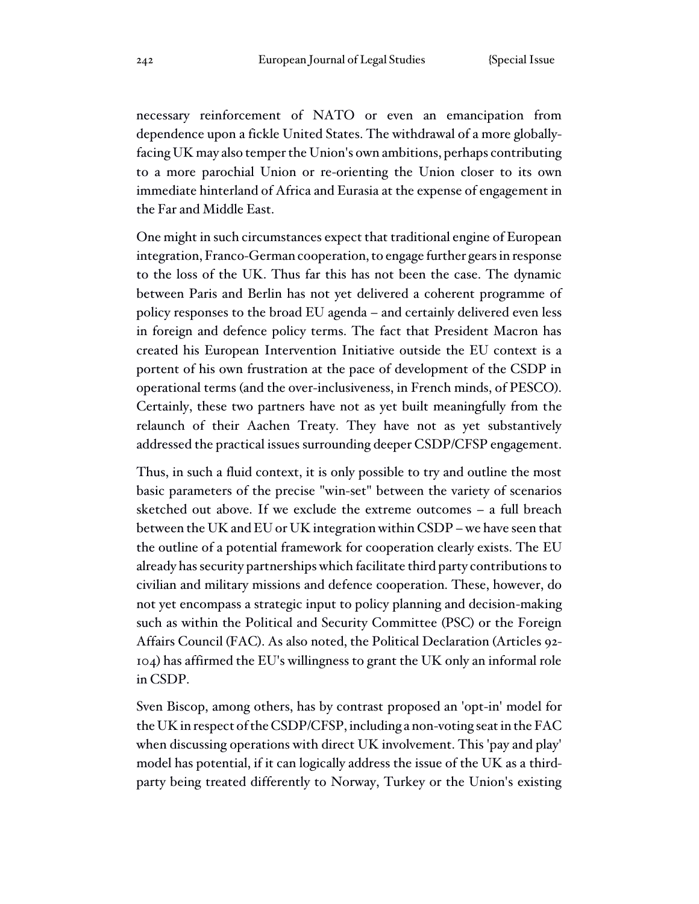necessary reinforcement of NATO or even an emancipation from dependence upon a fickle United States. The withdrawal of a more globally-facing UK may also temper the Union's own ambitions, perhaps contributing to a more parochial Union or re-orienting the Union closer to its own immediate hinterland of Africa and Eurasia at the expense of engagement in the Far and Middle East.

One might in such circumstances expect that traditional engine of European integration, Franco-German cooperation, to engage further gears in response to the loss of the UK. Thus far this has not been the case. The dynamic between Paris and Berlin has not yet delivered a coherent programme of policy responses to the broad EU agenda – and certainly delivered even less in foreign and defence policy terms. The fact that President Macron has created his European Intervention Initiative outside the EU context is a portent of his own frustration at the pace of development of the CSDP in operational terms (and the over-inclusiveness, in French minds, of PESCO). Certainly, these two partners have not as yet built meaningfully from the relaunch of their Aachen Treaty. They have not as yet substantively addressed the practical issues surrounding deeper CSDP/CFSP engagement.

Thus, in such a fluid context, it is only possible to try and outline the most basic parameters of the precise "win-set" between the variety of scenarios sketched out above. If we exclude the extreme outcomes – a full breach between the UK and EU or UK integration within CSDP – we have seen that the outline of a potential framework for cooperation clearly exists. The EU already has security partnerships which facilitate third party contributions to civilian and military missions and defence cooperation. These, however, do not yet encompass a strategic input to policy planning and decision-making such as within the Political and Security Committee (PSC) or the Foreign Affairs Council (FAC). As also noted, the Political Declaration (Articles 92-104) has affirmed the EU's willingness to grant the UK only an informal role in CSDP.

Sven Biscop, among others, has by contrast proposed an 'opt-in' model for the UK in respect of the CSDP/CFSP, including a non-voting seat in the FAC when discussing operations with direct UK involvement. This 'pay and play' model has potential, if it can logically address the issue of the UK as a third-party being treated differently to Norway, Turkey or the Union's existing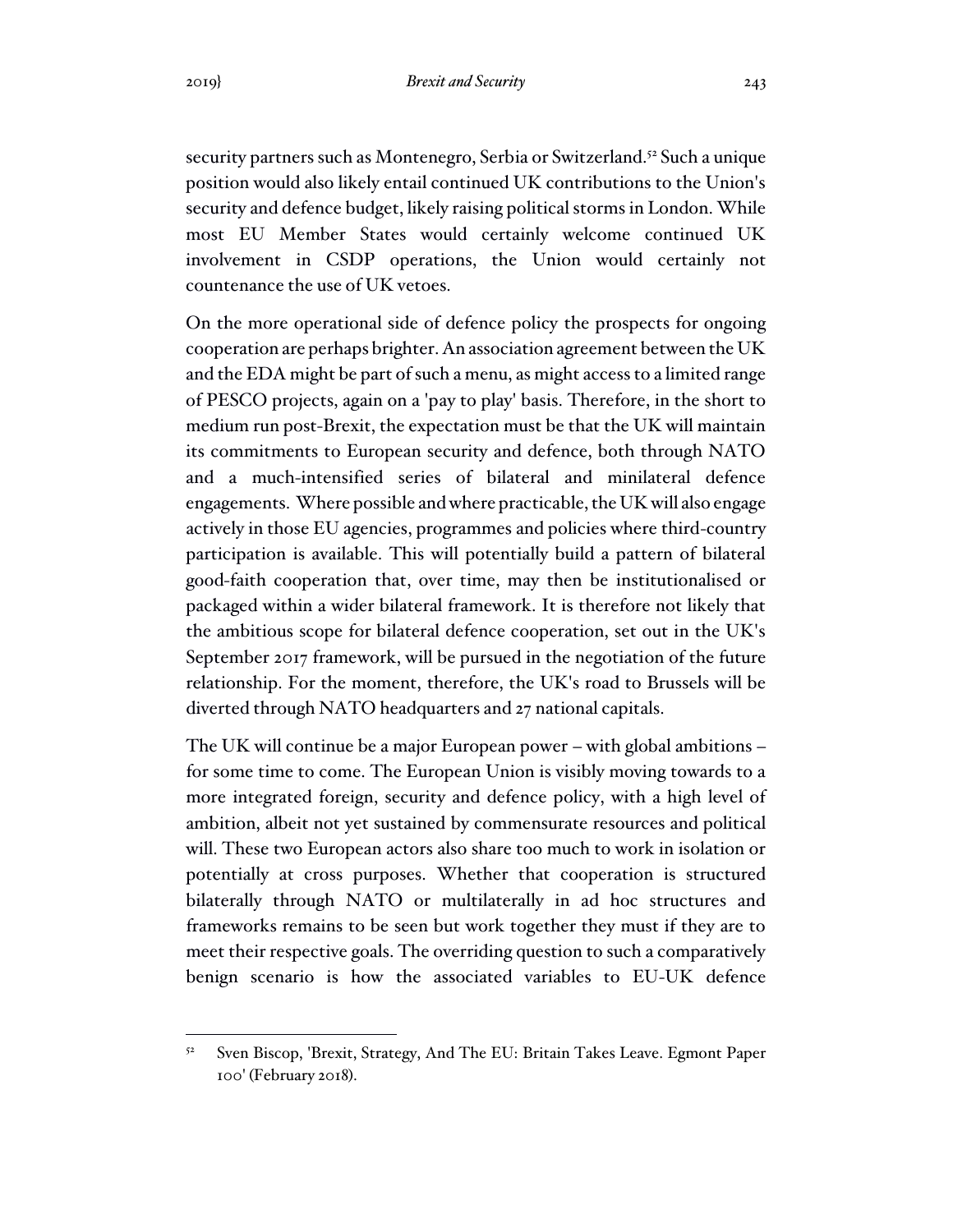security partners such as Montenegro, Serbia or Switzerland.[52] Such a unique position would also likely entail continued UK contributions to the Union's security and defence budget, likely raising political storms in London. While most EU Member States would certainly welcome continued UK involvement in CSDP operations, the Union would certainly not countenance the use of UK vetoes.

On the more operational side of defence policy the prospects for ongoing cooperation are perhaps brighter. An association agreement between the UK and the EDA might be part of such a menu, as might access to a limited range of PESCO projects, again on a 'pay to play' basis. Therefore, in the short to medium run post-Brexit, the expectation must be that the UK will maintain its commitments to European security and defence, both through NATO and a much-intensified series of bilateral and minilateral defence engagements. Where possible and where practicable, the UK will also engage actively in those EU agencies, programmes and policies where third-country participation is available. This will potentially build a pattern of bilateral good-faith cooperation that, over time, may then be institutionalised or packaged within a wider bilateral framework. It is therefore not likely that the ambitious scope for bilateral defence cooperation, set out in the UK's September 2017 framework, will be pursued in the negotiation of the future relationship. For the moment, therefore, the UK's road to Brussels will be diverted through NATO headquarters and 27 national capitals.

The UK will continue be a major European power – with global ambitions – for some time to come. The European Union is visibly moving towards to a more integrated foreign, security and defence policy, with a high level of ambition, albeit not yet sustained by commensurate resources and political will. These two European actors also share too much to work in isolation or potentially at cross purposes. Whether that cooperation is structured bilaterally through NATO or multilaterally in ad hoc structures and frameworks remains to be seen but work together they must if they are to meet their respective goals. The overriding question to such a comparatively benign scenario is how the associated variables to EU-UK defence

[52] Sven Biscop, 'Brexit, Strategy, And The EU: Britain Takes Leave. Egmont Paper 100' (February 2018).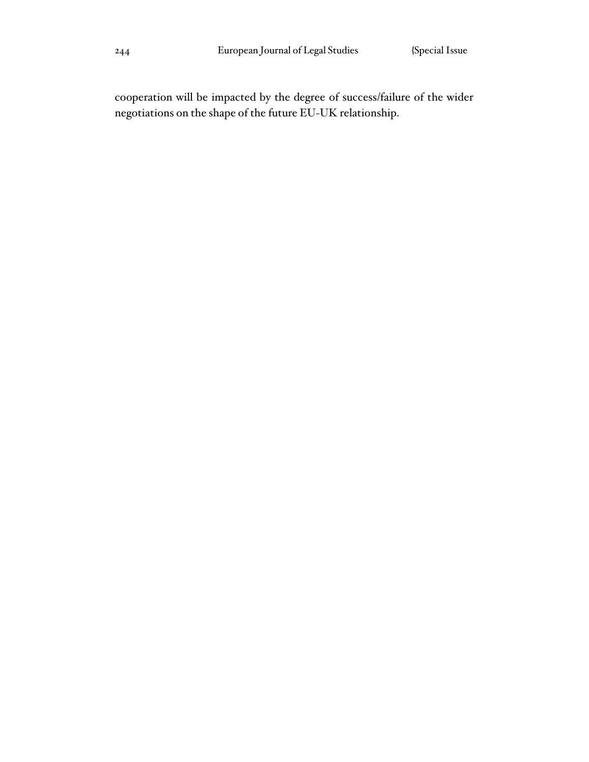cooperation will be impacted by the degree of success/failure of the wider negotiations on the shape of the future EU-UK relationship.